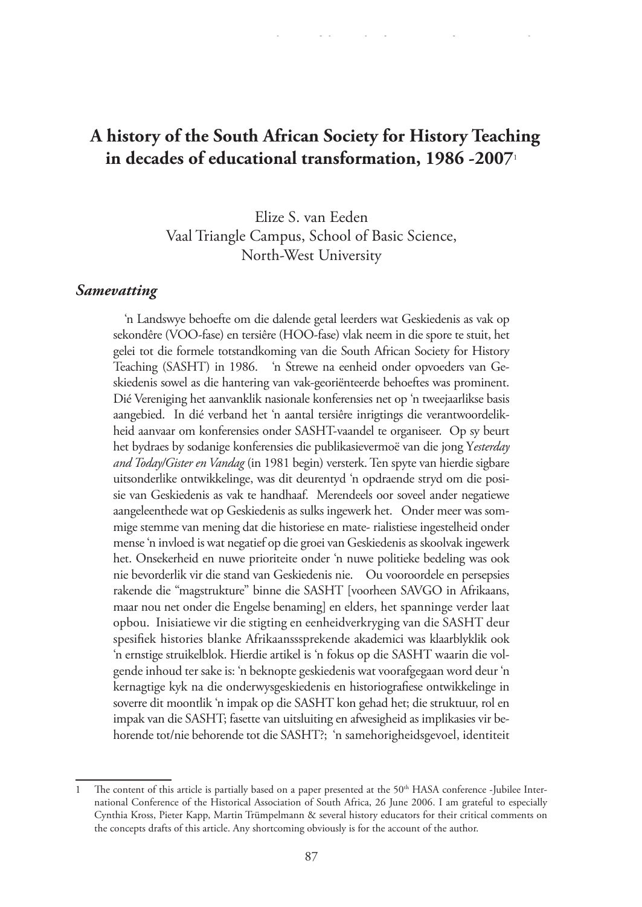# A history of the South African Society for History Teaching in decades of educational transformation, 1986 -2007[1]

Elize S. van Eeden
Vaal Triangle Campus, School of Basic Science,
North-West University

## *Samevatting*

'n Landswye behoefte om die dalende getal leerders wat Geskiedenis as vak op sekondêre (VOO-fase) en tersiêre (HOO-fase) vlak neem in die spore te stuit, het gelei tot die formele totstandkoming van die South African Society for History Teaching (SASHT) in 1986. 'n Strewe na eenheid onder opvoeders van Geskiedenis sowel as die hantering van vak-georiënteerde behoeftes was prominent. Dié Vereniging het aanvanklik nasionale konferensies net op 'n tweejaarlikse basis aangebied. In dié verband het 'n aantal tersiêre inrigtings die verantwoordelikheid aanvaar om konferensies onder SASHT-vaandel te organiseer. Op sy beurt het bydraes by sodanige konferensies die publikasievermoë van die jong Y*esterday and Today/Gister en Vandag* (in 1981 begin) versterk. Ten spyte van hierdie sigbare uitsonderlike ontwikkelinge, was dit deurentyd 'n opdraende stryd om die posisie van Geskiedenis as vak te handhaaf. Merendeels oor soveel ander negatiewe aangeleenthede wat op Geskiedenis as sulks ingewerk het. Onder meer was sommige stemme van mening dat die historiese en mate- rialistiese ingesteldheid onder mense 'n invloed is wat negatief op die groei van Geskiedenis as skoolvak ingewerk het. Onsekerheid en nuwe prioriteite onder 'n nuwe politieke bedeling was ook nie bevorderlik vir die stand van Geskiedenis nie. Ou vooroordele en persepsies rakende die "magstrukture" binne die SASHT [voorheen SAVGO in Afrikaans, maar nou net onder die Engelse benaming] en elders, het spanninge verder laat opbou. Inisiatiewe vir die stigting en eenheidverkryging van die SASHT deur spesifiek histories blanke Afrikaanssprekende akademici was klaarblyklik ook 'n ernstige struikelblok. Hierdie artikel is 'n fokus op die SASHT waarin die volgende inhoud ter sake is: 'n beknopte geskiedenis wat voorafgegaan word deur 'n kernagtige kyk na die onderwysgeskiedenis en historiografiese ontwikkelinge in soverre dit moontlik 'n impak op die SASHT kon gehad het; die struktuur, rol en impak van die SASHT; fasette van uitsluiting en afwesigheid as implikasies vir behorende tot/nie behorende tot die SASHT?; 'n samehorigheidsgevoel, identiteit

---

1 The content of this article is partially based on a paper presented at the 50th HASA conference -Jubilee International Conference of the Historical Association of South Africa, 26 June 2006. I am grateful to especially Cynthia Kross, Pieter Kapp, Martin Trümpelmann & several history educators for their critical comments on the concepts drafts of this article. Any shortcoming obviously is for the account of the author.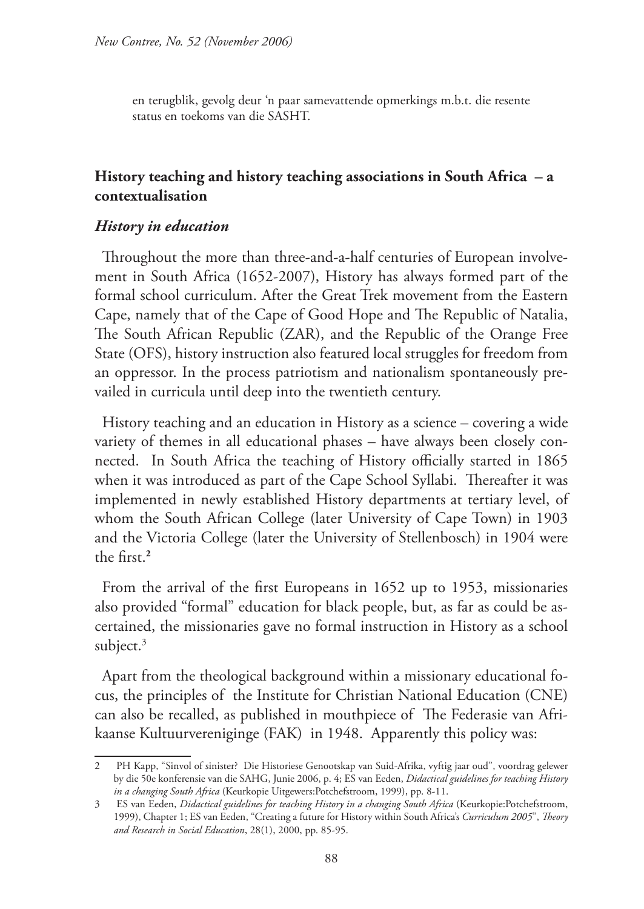en terugblik, gevolg deur 'n paar samevattende opmerkings m.b.t. die resente status en toekoms van die SASHT.

## History teaching and history teaching associations in South Africa – a contextualisation

### *History in education*

Throughout the more than three-and-a-half centuries of European involvement in South Africa (1652-2007), History has always formed part of the formal school curriculum. After the Great Trek movement from the Eastern Cape, namely that of the Cape of Good Hope and The Republic of Natalia, The South African Republic (ZAR), and the Republic of the Orange Free State (OFS), history instruction also featured local struggles for freedom from an oppressor. In the process patriotism and nationalism spontaneously prevailed in curricula until deep into the twentieth century.

History teaching and an education in History as a science – covering a wide variety of themes in all educational phases – have always been closely connected. In South Africa the teaching of History officially started in 1865 when it was introduced as part of the Cape School Syllabi. Thereafter it was implemented in newly established History departments at tertiary level, of whom the South African College (later University of Cape Town) in 1903 and the Victoria College (later the University of Stellenbosch) in 1904 were the first.[2]

From the arrival of the first Europeans in 1652 up to 1953, missionaries also provided "formal" education for black people, but, as far as could be ascertained, the missionaries gave no formal instruction in History as a school subject.[3]

Apart from the theological background within a missionary educational focus, the principles of the Institute for Christian National Education (CNE) can also be recalled, as published in mouthpiece of The Federasie van Afrikaanse Kultuurverenigings (FAK) in 1948. Apparently this policy was:

---

2 PH Kapp, "Sinvol of sinister? Die Historiese Genootskap van Suid-Afrika, vyftig jaar oud", voordrag gelewer by die 50e konferensie van die SAHG, Junie 2006, p. 4; ES van Eeden, *Didactical guidelines for teaching History in a changing South Africa* (Keurkopie Uitgewers:Potchefstroom, 1999), pp. 8-11.

3 ES van Eeden, *Didactical guidelines for teaching History in a changing South Africa* (Keurkopie:Potchefstroom, 1999), Chapter 1; ES van Eeden, "Creating a future for History within South Africa's *Curriculum 2005*", *Theory and Research in Social Education*, 28(1), 2000, pp. 85-95.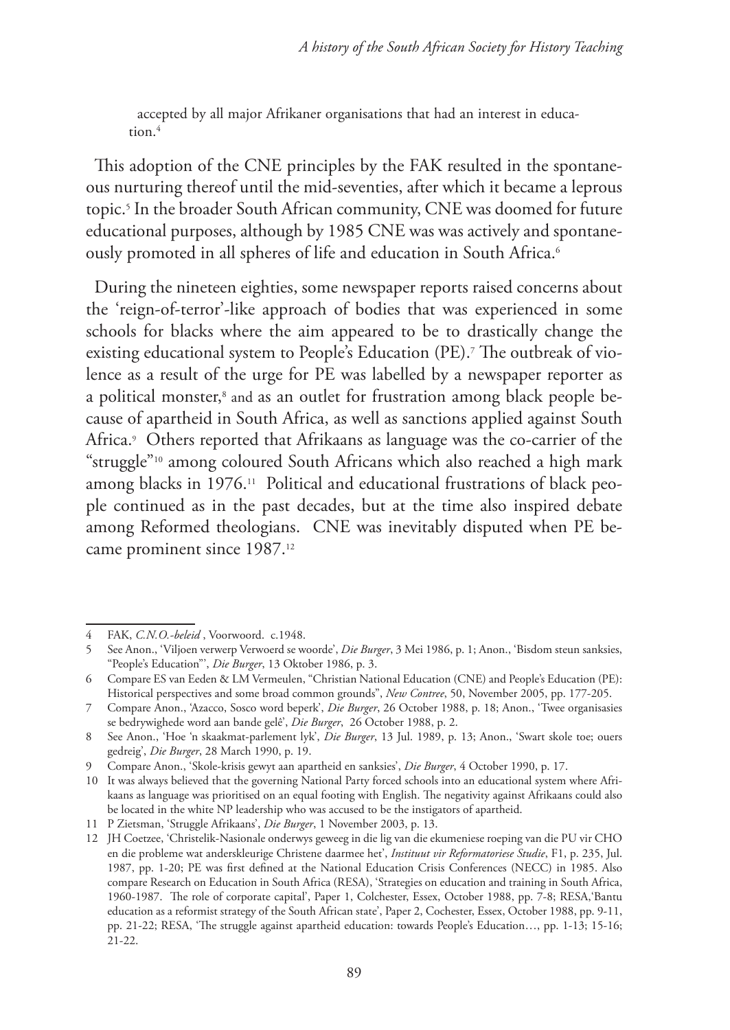accepted by all major Afrikaner organisations that had an interest in education.[4]

This adoption of the CNE principles by the FAK resulted in the spontaneous nurturing thereof until the mid-seventies, after which it became a leprous topic.[5] In the broader South African community, CNE was doomed for future educational purposes, although by 1985 CNE was was actively and spontaneously promoted in all spheres of life and education in South Africa.[6]

During the nineteen eighties, some newspaper reports raised concerns about the 'reign-of-terror'-like approach of bodies that was experienced in some schools for blacks where the aim appeared to be to drastically change the existing educational system to People's Education (PE).[7] The outbreak of violence as a result of the urge for PE was labelled by a newspaper reporter as a political monster,[8] and as an outlet for frustration among black people because of apartheid in South Africa, as well as sanctions applied against South Africa.[9] Others reported that Afrikaans as language was the co-carrier of the "struggle"[10] among coloured South Africans which also reached a high mark among blacks in 1976.[11] Political and educational frustrations of black people continued as in the past decades, but at the time also inspired debate among Reformed theologians. CNE was inevitably disputed when PE became prominent since 1987.[12]

---

4 FAK, *C.N.O.-beleid* , Voorwoord. c.1948.

5 See Anon., 'Viljoen verwerp Verwoerd se woorde', *Die Burger*, 3 Mei 1986, p. 1; Anon., 'Bisdom steun sanksies, "People's Education"', *Die Burger*, 13 Oktober 1986, p. 3.

6 Compare ES van Eeden & LM Vermeulen, "Christian National Education (CNE) and People's Education (PE): Historical perspectives and some broad common grounds", *New Contree*, 50, November 2005, pp. 177-205.

7 Compare Anon., 'Azacco, Sosco word beperk', *Die Burger*, 26 October 1988, p. 18; Anon., 'Twee organisasies se bedrywighede word aan bande gelê', *Die Burger*, 26 October 1988, p. 2.

8 See Anon., 'Hoe 'n skaakmat-parlement lyk', *Die Burger*, 13 Jul. 1989, p. 13; Anon., 'Swart skole toe; ouers gedreig', *Die Burger*, 28 March 1990, p. 19.

9 Compare Anon., 'Skole-krisis gewyt aan apartheid en sanksies', *Die Burger*, 4 October 1990, p. 17.

10 It was always believed that the governing National Party forced schools into an educational system where Afrikaans as language was prioritised on an equal footing with English. The negativity against Afrikaans could also be located in the white NP leadership who was accused to be the instigators of apartheid.

11 P Zietsman, 'Struggle Afrikaans', *Die Burger*, 1 November 2003, p. 13.

12 JH Coetzee, 'Christelik-Nasionale onderwys geweeg in die lig van die ekumeniese roeping van die PU vir CHO en die probleme wat anderskleurige Christene daarmee het', *Instituut vir Reformatoriese Studie*, F1, p. 235, Jul. 1987, pp. 1-20; PE was first defined at the National Education Crisis Conferences (NECC) in 1985. Also compare Research on Education in South Africa (RESA), 'Strategies on education and training in South Africa, 1960-1987. The role of corporate capital', Paper 1, Colchester, Essex, October 1988, pp. 7-8; RESA,'Bantu education as a reformist strategy of the South African state', Paper 2, Cochester, Essex, October 1988, pp. 9-11, pp. 21-22; RESA, 'The struggle against apartheid education: towards People's Education…, pp. 1-13; 15-16; 21-22.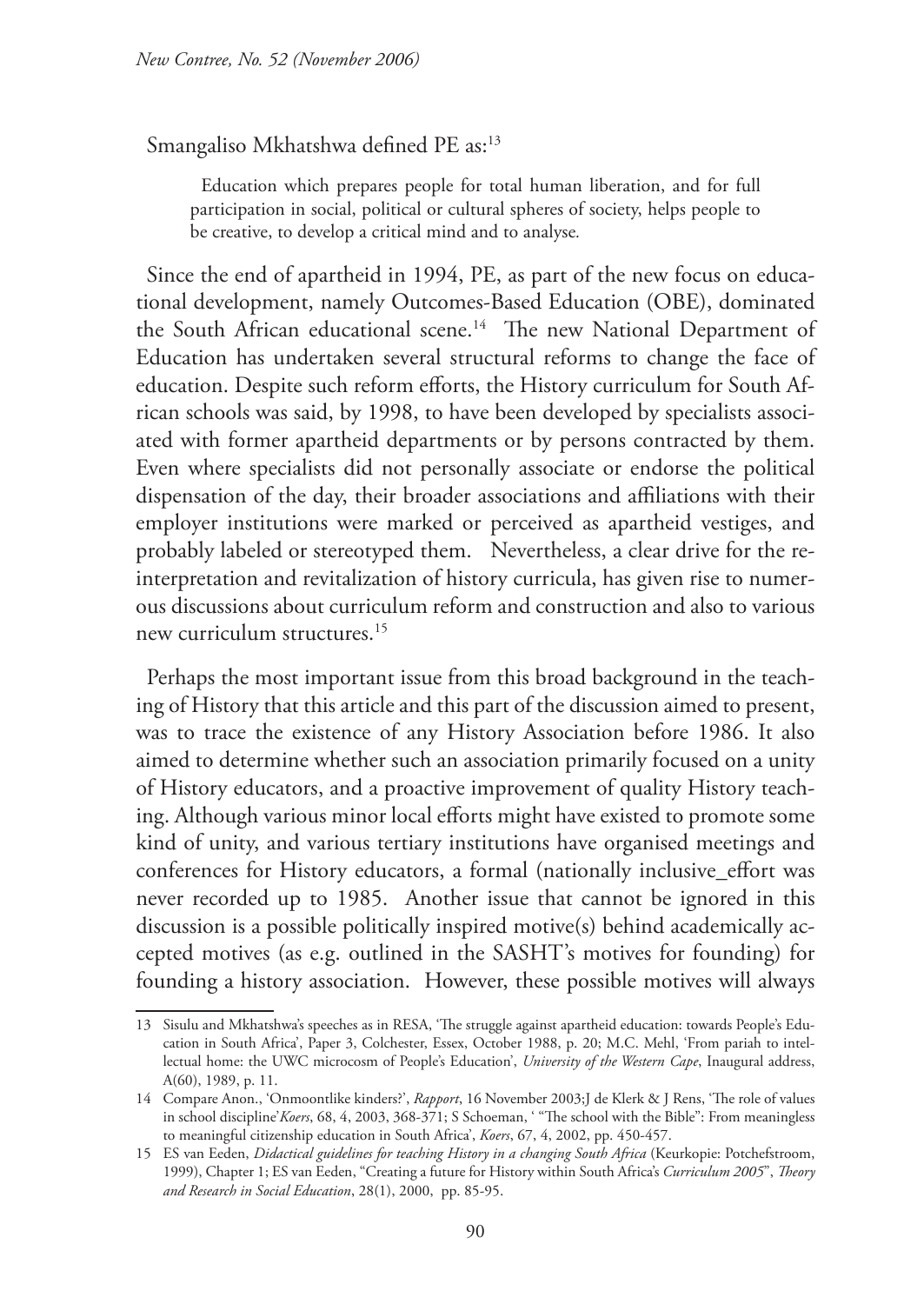Smangaliso Mkhatshwa defined PE as:[13]

> Education which prepares people for total human liberation, and for full participation in social, political or cultural spheres of society, helps people to be creative, to develop a critical mind and to analyse.

Since the end of apartheid in 1994, PE, as part of the new focus on educational development, namely Outcomes-Based Education (OBE), dominated the South African educational scene.[14] The new National Department of Education has undertaken several structural reforms to change the face of education. Despite such reform efforts, the History curriculum for South African schools was said, by 1998, to have been developed by specialists associated with former apartheid departments or by persons contracted by them. Even where specialists did not personally associate or endorse the political dispensation of the day, their broader associations and affiliations with their employer institutions were marked or perceived as apartheid vestiges, and probably labeled or stereotyped them. Nevertheless, a clear drive for the reinterpretation and revitalization of history curricula, has given rise to numerous discussions about curriculum reform and construction and also to various new curriculum structures.[15]

Perhaps the most important issue from this broad background in the teaching of History that this article and this part of the discussion aimed to present, was to trace the existence of any History Association before 1986. It also aimed to determine whether such an association primarily focused on a unity of History educators, and a proactive improvement of quality History teaching. Although various minor local efforts might have existed to promote some kind of unity, and various tertiary institutions have organised meetings and conferences for History educators, a formal (nationally inclusive_effort was never recorded up to 1985. Another issue that cannot be ignored in this discussion is a possible politically inspired motive(s) behind academically accepted motives (as e.g. outlined in the SASHT's motives for founding) for founding a history association. However, these possible motives will always

---

13 Sisulu and Mkhatshwa's speeches as in RESA, 'The struggle against apartheid education: towards People's Education in South Africa', Paper 3, Colchester, Essex, October 1988, p. 20; M.C. Mehl, 'From pariah to intellectual home: the UWC microcosm of People's Education', *University of the Western Cape*, Inaugural address, A(60), 1989, p. 11.

14 Compare Anon., 'Onmoontlike kinders?', *Rapport*, 16 November 2003;J de Klerk & J Rens, 'The role of values in school discipline'*Koers*, 68, 4, 2003, 368-371; S Schoeman, ' "The school with the Bible": From meaningless to meaningful citizenship education in South Africa', *Koers*, 67, 4, 2002, pp. 450-457.

15 ES van Eeden, *Didactical guidelines for teaching History in a changing South Africa* (Keurkopie: Potchefstroom, 1999), Chapter 1; ES van Eeden, "Creating a future for History within South Africa's *Curriculum 2005*", *Theory and Research in Social Education*, 28(1), 2000, pp. 85-95.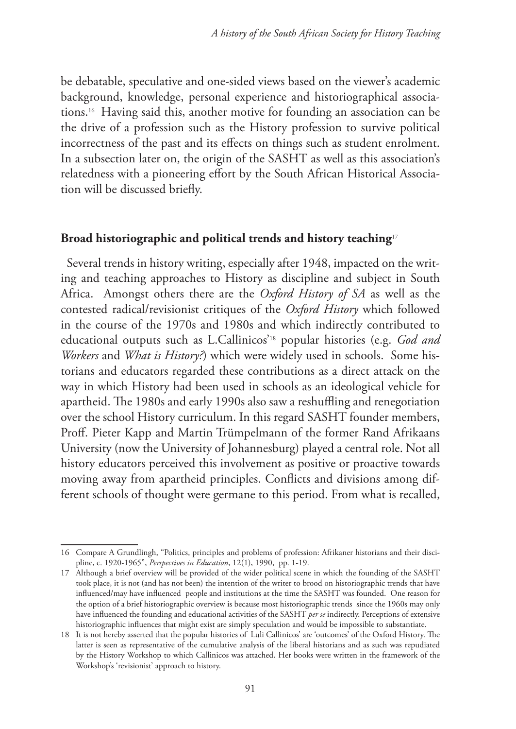be debatable, speculative and one-sided views based on the viewer's academic background, knowledge, personal experience and historiographical associations.[16] Having said this, another motive for founding an association can be the drive of a profession such as the History profession to survive political incorrectness of the past and its effects on things such as student enrolment. In a subsection later on, the origin of the SASHT as well as this association's relatedness with a pioneering effort by the South African Historical Association will be discussed briefly.

## Broad historiographic and political trends and history teaching[17]

Several trends in history writing, especially after 1948, impacted on the writing and teaching approaches to History as discipline and subject in South Africa. Amongst others there are the *Oxford History of SA* as well as the contested radical/revisionist critiques of the *Oxford History* which followed in the course of the 1970s and 1980s and which indirectly contributed to educational outputs such as L.Callinicos'[18] popular histories (e.g. *God and Workers* and *What is History?*) which were widely used in schools. Some historians and educators regarded these contributions as a direct attack on the way in which History had been used in schools as an ideological vehicle for apartheid. The 1980s and early 1990s also saw a reshuffling and renegotiation over the school History curriculum. In this regard SASHT founder members, Proff. Pieter Kapp and Martin Trümpelmann of the former Rand Afrikaans University (now the University of Johannesburg) played a central role. Not all history educators perceived this involvement as positive or proactive towards moving away from apartheid principles. Conflicts and divisions among different schools of thought were germane to this period. From what is recalled,

---

16 Compare A Grundlingh, "Politics, principles and problems of profession: Afrikaner historians and their discipline, c. 1920-1965", *Perspectives in Education*, 12(1), 1990, pp. 1-19.

17 Although a brief overview will be provided of the wider political scene in which the founding of the SASHT took place, it is not (and has not been) the intention of the writer to brood on historiographic trends that have influenced/may have influenced people and institutions at the time the SASHT was founded. One reason for the option of a brief historiographic overview is because most historiographic trends since the 1960s may only have influenced the founding and educational activities of the SASHT *per se* indirectly. Perceptions of extensive historiographic influences that might exist are simply speculation and would be impossible to substantiate.

18 It is not hereby asserted that the popular histories of Luli Callinicos' are 'outcomes' of the Oxford History. The latter is seen as representative of the cumulative analysis of the liberal historians and as such was repudiated by the History Workshop to which Callinicos was attached. Her books were written in the framework of the Workshop's 'revisionist' approach to history.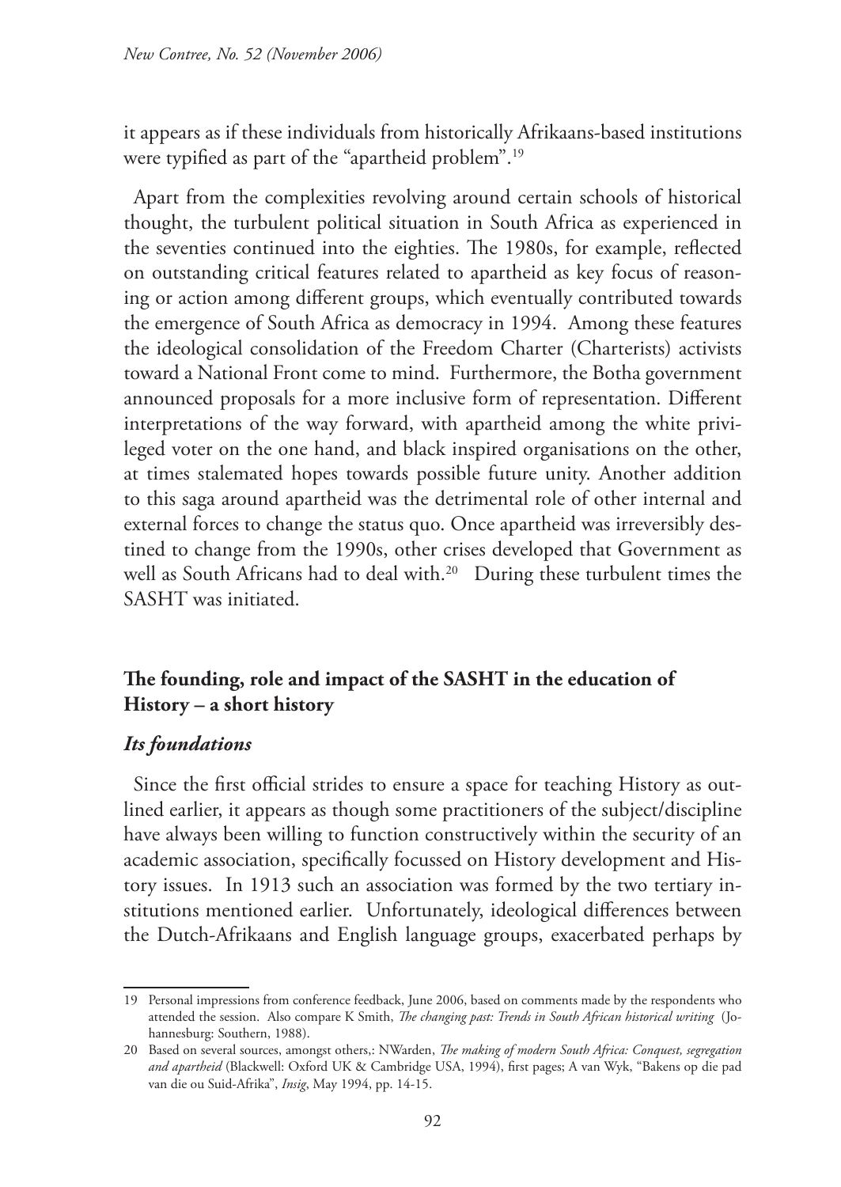it appears as if these individuals from historically Afrikaans-based institutions were typified as part of the "apartheid problem".[19]

Apart from the complexities revolving around certain schools of historical thought, the turbulent political situation in South Africa as experienced in the seventies continued into the eighties. The 1980s, for example, reflected on outstanding critical features related to apartheid as key focus of reasoning or action among different groups, which eventually contributed towards the emergence of South Africa as democracy in 1994. Among these features the ideological consolidation of the Freedom Charter (Charterists) activists toward a National Front come to mind. Furthermore, the Botha government announced proposals for a more inclusive form of representation. Different interpretations of the way forward, with apartheid among the white privileged voter on the one hand, and black inspired organisations on the other, at times stalemated hopes towards possible future unity. Another addition to this saga around apartheid was the detrimental role of other internal and external forces to change the status quo. Once apartheid was irreversibly destined to change from the 1990s, other crises developed that Government as well as South Africans had to deal with.[20] During these turbulent times the SASHT was initiated.

## The founding, role and impact of the SASHT in the education of History – a short history

### *Its foundations*

Since the first official strides to ensure a space for teaching History as outlined earlier, it appears as though some practitioners of the subject/discipline have always been willing to function constructively within the security of an academic association, specifically focussed on History development and History issues. In 1913 such an association was formed by the two tertiary institutions mentioned earlier. Unfortunately, ideological differences between the Dutch-Afrikaans and English language groups, exacerbated perhaps by

---

19 Personal impressions from conference feedback, June 2006, based on comments made by the respondents who attended the session. Also compare K Smith, *The changing past: Trends in South African historical writing* (Johannesburg: Southern, 1988).

20 Based on several sources, amongst others,: NWarden, *The making of modern South Africa: Conquest, segregation and apartheid* (Blackwell: Oxford UK & Cambridge USA, 1994), first pages; A van Wyk, "Bakens op die pad van die ou Suid-Afrika", *Insig*, May 1994, pp. 14-15.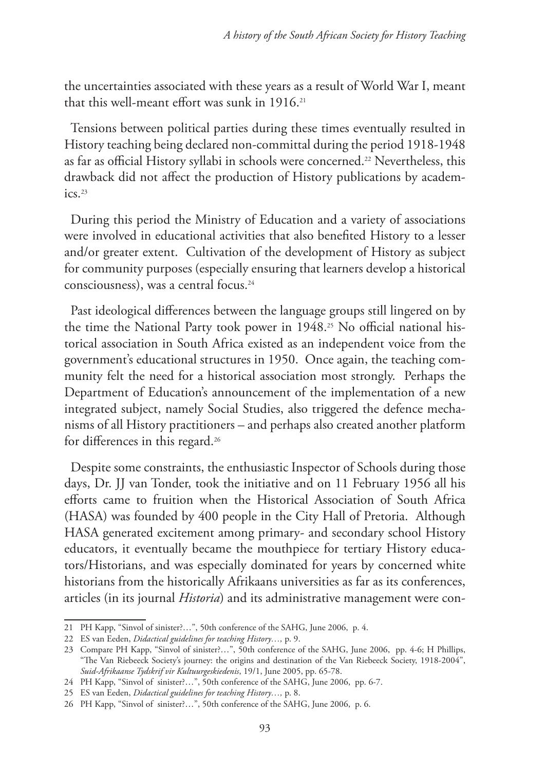the uncertainties associated with these years as a result of World War I, meant that this well-meant effort was sunk in 1916.[21]

Tensions between political parties during these times eventually resulted in History teaching being declared non-committal during the period 1918-1948 as far as official History syllabi in schools were concerned.[22] Nevertheless, this drawback did not affect the production of History publications by academics.[23]

During this period the Ministry of Education and a variety of associations were involved in educational activities that also benefited History to a lesser and/or greater extent. Cultivation of the development of History as subject for community purposes (especially ensuring that learners develop a historical consciousness), was a central focus.[24]

Past ideological differences between the language groups still lingered on by the time the National Party took power in 1948.[25] No official national historical association in South Africa existed as an independent voice from the government's educational structures in 1950. Once again, the teaching community felt the need for a historical association most strongly. Perhaps the Department of Education's announcement of the implementation of a new integrated subject, namely Social Studies, also triggered the defence mechanisms of all History practitioners – and perhaps also created another platform for differences in this regard.[26]

Despite some constraints, the enthusiastic Inspector of Schools during those days, Dr. JJ van Tonder, took the initiative and on 11 February 1956 all his efforts came to fruition when the Historical Association of South Africa (HASA) was founded by 400 people in the City Hall of Pretoria. Although HASA generated excitement among primary- and secondary school History educators, it eventually became the mouthpiece for tertiary History educators/Historians, and was especially dominated for years by concerned white historians from the historically Afrikaans universities as far as its conferences, articles (in its journal *Historia*) and its administrative management were con-

---

21 PH Kapp, "Sinvol of sinister?…", 50th conference of the SAHG, June 2006, p. 4.

22 ES van Eeden, *Didactical guidelines for teaching History…,* p. 9.

23 Compare PH Kapp, "Sinvol of sinister?…", 50th conference of the SAHG, June 2006, pp. 4-6; H Phillips, "The Van Riebeeck Society's journey: the origins and destination of the Van Riebeeck Society, 1918-2004", *Suid-Afrikaanse Tydskrif vir Kultuurgeskiedenis*, 19/1, June 2005, pp. 65-78.

24 PH Kapp, "Sinvol of sinister?…", 50th conference of the SAHG, June 2006, pp. 6-7.

25 ES van Eeden, *Didactical guidelines for teaching History…,* p. 8.

26 PH Kapp, "Sinvol of sinister?…", 50th conference of the SAHG, June 2006, p. 6.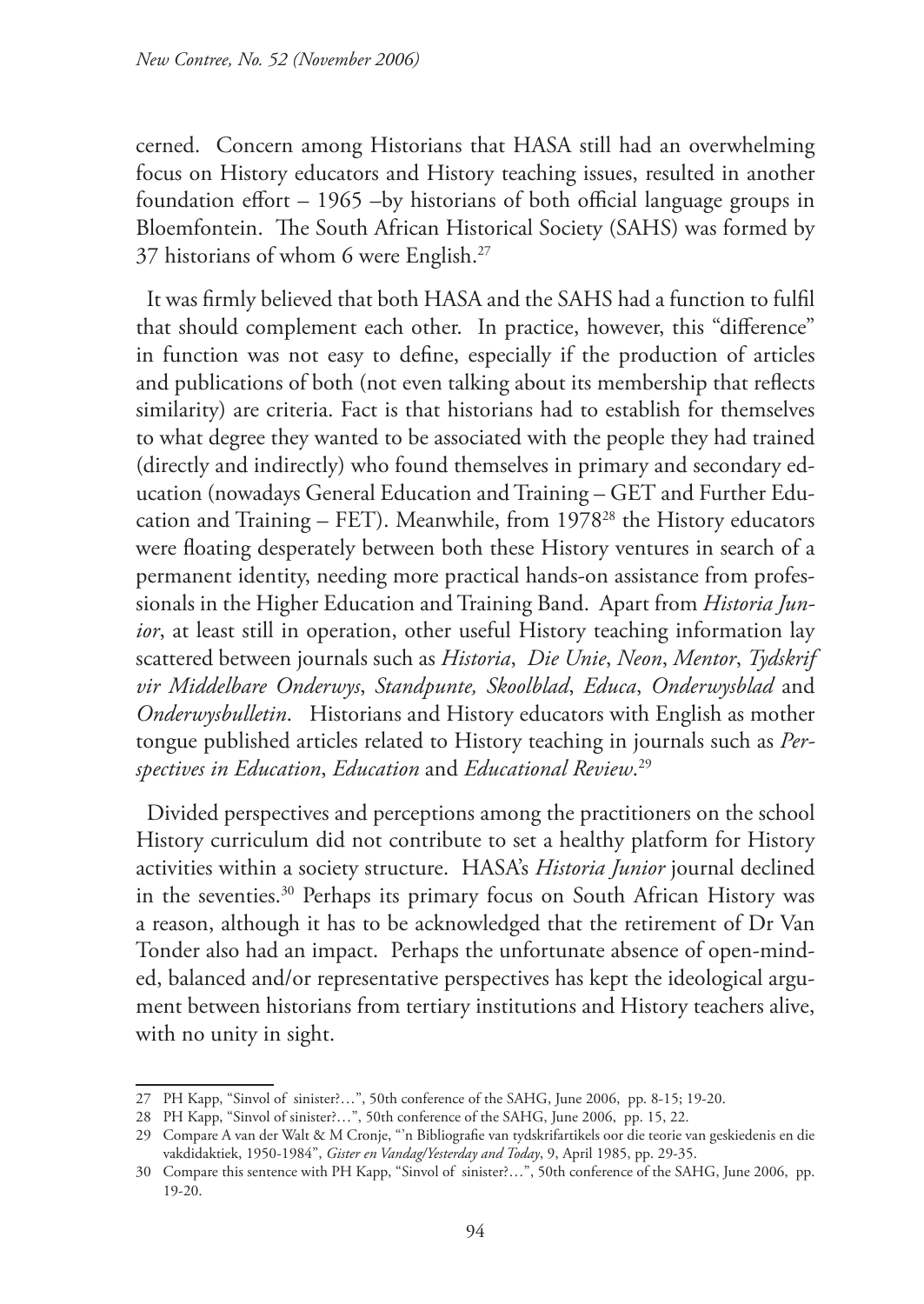cerned. Concern among Historians that HASA still had an overwhelming focus on History educators and History teaching issues, resulted in another foundation effort – 1965 –by historians of both official language groups in Bloemfontein. The South African Historical Society (SAHS) was formed by 37 historians of whom 6 were English.[27]

It was firmly believed that both HASA and the SAHS had a function to fulfil that should complement each other. In practice, however, this "difference" in function was not easy to define, especially if the production of articles and publications of both (not even talking about its membership that reflects similarity) are criteria. Fact is that historians had to establish for themselves to what degree they wanted to be associated with the people they had trained (directly and indirectly) who found themselves in primary and secondary education (nowadays General Education and Training – GET and Further Education and Training – FET). Meanwhile, from 1978[28] the History educators were floating desperately between both these History ventures in search of a permanent identity, needing more practical hands-on assistance from professionals in the Higher Education and Training Band. Apart from *Historia Junior*, at least still in operation, other useful History teaching information lay scattered between journals such as *Historia*, *Die Unie*, *Neon*, *Mentor*, *Tydskrif vir Middelbare Onderwys*, *Standpunte, Skoolblad*, *Educa*, *Onderwysblad* and *Onderwysbulletin*. Historians and History educators with English as mother tongue published articles related to History teaching in journals such as *Perspectives in Education*, *Education* and *Educational Review*.[29]

Divided perspectives and perceptions among the practitioners on the school History curriculum did not contribute to set a healthy platform for History activities within a society structure. HASA's *Historia Junior* journal declined in the seventies.[30] Perhaps its primary focus on South African History was a reason, although it has to be acknowledged that the retirement of Dr Van Tonder also had an impact. Perhaps the unfortunate absence of open-minded, balanced and/or representative perspectives has kept the ideological argument between historians from tertiary institutions and History teachers alive, with no unity in sight.

---

27 PH Kapp, "Sinvol of sinister?…", 50th conference of the SAHG, June 2006, pp. 8-15; 19-20.

28 PH Kapp, "Sinvol of sinister?…", 50th conference of the SAHG, June 2006, pp. 15, 22.

29 Compare A van der Walt & M Cronje, "'n Bibliografie van tydskrifartikels oor die teorie van geskiedenis en die vakdidaktiek, 1950-1984", *Gister en Vandag/Yesterday and Today*, 9, April 1985, pp. 29-35.

30 Compare this sentence with PH Kapp, "Sinvol of sinister?…", 50th conference of the SAHG, June 2006, pp. 19-20.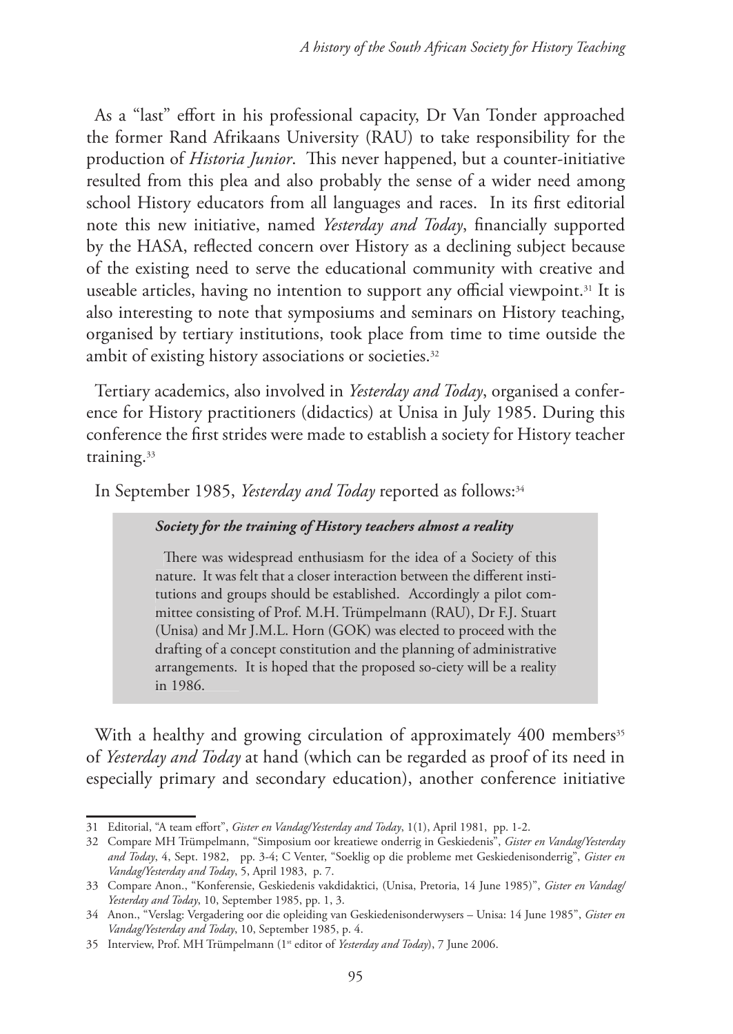As a "last" effort in his professional capacity, Dr Van Tonder approached the former Rand Afrikaans University (RAU) to take responsibility for the production of *Historia Junior*. This never happened, but a counter-initiative resulted from this plea and also probably the sense of a wider need among school History educators from all languages and races. In its first editorial note this new initiative, named *Yesterday and Today*, financially supported by the HASA, reflected concern over History as a declining subject because of the existing need to serve the educational community with creative and useable articles, having no intention to support any official viewpoint.[31] It is also interesting to note that symposiums and seminars on History teaching, organised by tertiary institutions, took place from time to time outside the ambit of existing history associations or societies.[32]

Tertiary academics, also involved in *Yesterday and Today*, organised a conference for History practitioners (didactics) at Unisa in July 1985. During this conference the first strides were made to establish a society for History teacher training.[33]

In September 1985, *Yesterday and Today* reported as follows:[34]

> ***Society for the training of History teachers almost a reality***
>
> There was widespread enthusiasm for the idea of a Society of this nature. It was felt that a closer interaction between the different institutions and groups should be established. Accordingly a pilot committee consisting of Prof. M.H. Trümpelmann (RAU), Dr F.J. Stuart (Unisa) and Mr J.M.L. Horn (GOK) was elected to proceed with the drafting of a concept constitution and the planning of administrative arrangements. It is hoped that the proposed so-ciety will be a reality in 1986.

With a healthy and growing circulation of approximately 400 members[35] of *Yesterday and Today* at hand (which can be regarded as proof of its need in especially primary and secondary education), another conference initiative

---

31 Editorial, "A team effort", *Gister en Vandag/Yesterday and Today*, 1(1), April 1981, pp. 1-2.

32 Compare MH Trümpelmann, "Simposium oor kreatiewe onderrig in Geskiedenis", *Gister en Vandag/Yesterday and Today*, 4, Sept. 1982, pp. 3-4; C Venter, "Soeklig op die probleme met Geskiedenisonderrig", *Gister en Vandag/Yesterday and Today*, 5, April 1983, p. 7.

33 Compare Anon., "Konferensie, Geskiedenis vakdidaktici, (Unisa, Pretoria, 14 June 1985)", *Gister en Vandag/Yesterday and Today*, 10, September 1985, pp. 1, 3.

34 Anon., "Verslag: Vergadering oor die opleiding van Geskiedenisonderwysers – Unisa: 14 June 1985", *Gister en Vandag/Yesterday and Today*, 10, September 1985, p. 4.

35 Interview, Prof. MH Trümpelmann (1st editor of *Yesterday and Today*), 7 June 2006.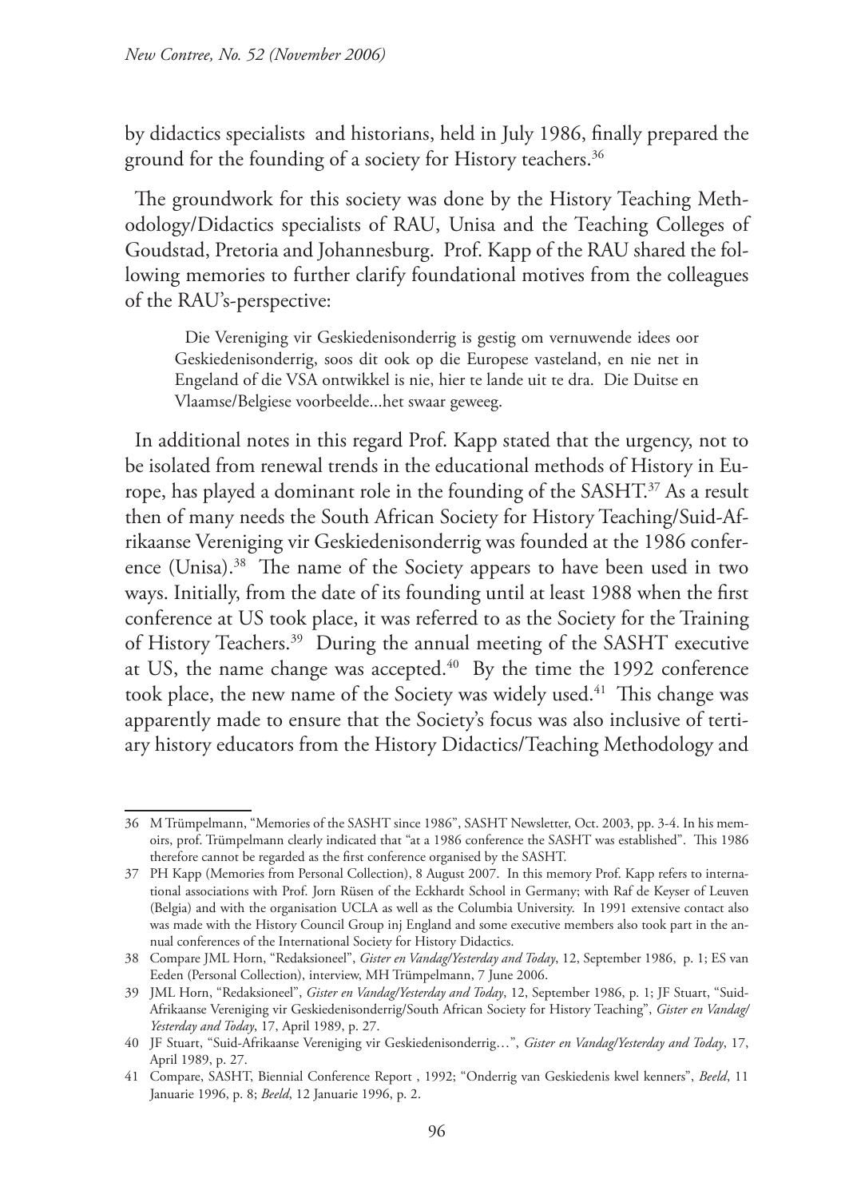by didactics specialists and historians, held in July 1986, finally prepared the ground for the founding of a society for History teachers.[36]

The groundwork for this society was done by the History Teaching Methodology/Didactics specialists of RAU, Unisa and the Teaching Colleges of Goudstad, Pretoria and Johannesburg. Prof. Kapp of the RAU shared the following memories to further clarify foundational motives from the colleagues of the RAU's-perspective:

> Die Vereniging vir Geskiedenisonderrig is gestig om vernuwende idees oor Geskiedenisonderrig, soos dit ook op die Europese vasteland, en nie net in Engeland of die VSA ontwikkel is nie, hier te lande uit te dra. Die Duitse en Vlaamse/Belgiese voorbeelde...het swaar geweeg.

In additional notes in this regard Prof. Kapp stated that the urgency, not to be isolated from renewal trends in the educational methods of History in Europe, has played a dominant role in the founding of the SASHT.[37] As a result then of many needs the South African Society for History Teaching/Suid-Afrikaanse Vereniging vir Geskiedenisonderrig was founded at the 1986 conference (Unisa).[38] The name of the Society appears to have been used in two ways. Initially, from the date of its founding until at least 1988 when the first conference at US took place, it was referred to as the Society for the Training of History Teachers.[39] During the annual meeting of the SASHT executive at US, the name change was accepted.[40] By the time the 1992 conference took place, the new name of the Society was widely used.[41] This change was apparently made to ensure that the Society's focus was also inclusive of tertiary history educators from the History Didactics/Teaching Methodology and

---

36 M Trümpelmann, "Memories of the SASHT since 1986", SASHT Newsletter, Oct. 2003, pp. 3-4. In his memoirs, prof. Trümpelmann clearly indicated that "at a 1986 conference the SASHT was established". This 1986 therefore cannot be regarded as the first conference organised by the SASHT.

37 PH Kapp (Memories from Personal Collection), 8 August 2007. In this memory Prof. Kapp refers to international associations with Prof. Jorn Rüsen of the Eckhardt School in Germany; with Raf de Keyser of Leuven (Belgia) and with the organisation UCLA as well as the Columbia University. In 1991 extensive contact also was made with the History Council Group inj England and some executive members also took part in the annual conferences of the International Society for History Didactics.

38 Compare JML Horn, "Redaksioneel", *Gister en Vandag/Yesterday and Today*, 12, September 1986, p. 1; ES van Eeden (Personal Collection), interview, MH Trümpelmann, 7 June 2006.

39 JML Horn, "Redaksioneel", *Gister en Vandag/Yesterday and Today*, 12, September 1986, p. 1; JF Stuart, "Suid-Afrikaanse Vereniging vir Geskiedenisonderrig/South African Society for History Teaching", *Gister en Vandag/Yesterday and Today*, 17, April 1989, p. 27.

40 JF Stuart, "Suid-Afrikaanse Vereniging vir Geskiedenisonderrig…", *Gister en Vandag/Yesterday and Today*, 17, April 1989, p. 27.

41 Compare, SASHT, Biennial Conference Report , 1992; "Onderrig van Geskiedenis kwel kenners", *Beeld*, 11 Januarie 1996, p. 8; *Beeld*, 12 Januarie 1996, p. 2.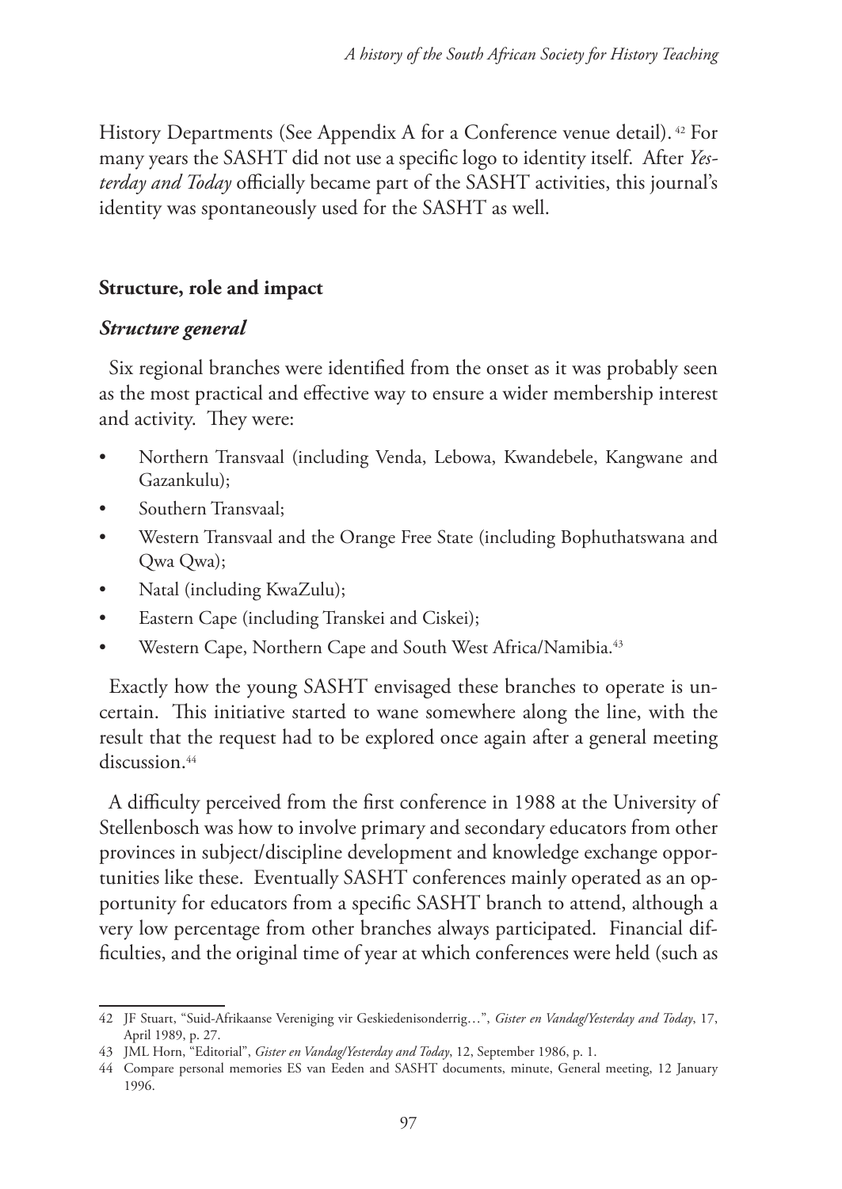History Departments (See Appendix A for a Conference venue detail). [42] For many years the SASHT did not use a specific logo to identity itself. After *Yesterday and Today* officially became part of the SASHT activities, this journal's identity was spontaneously used for the SASHT as well.

## Structure, role and impact

### *Structure general*

Six regional branches were identified from the onset as it was probably seen as the most practical and effective way to ensure a wider membership interest and activity. They were:

- Northern Transvaal (including Venda, Lebowa, Kwandebele, Kangwane and Gazankulu);
- Southern Transvaal;
- Western Transvaal and the Orange Free State (including Bophuthatswana and Qwa Qwa);
- Natal (including KwaZulu);
- Eastern Cape (including Transkei and Ciskei);
- Western Cape, Northern Cape and South West Africa/Namibia.[43]

Exactly how the young SASHT envisaged these branches to operate is uncertain. This initiative started to wane somewhere along the line, with the result that the request had to be explored once again after a general meeting discussion.[44]

A difficulty perceived from the first conference in 1988 at the University of Stellenbosch was how to involve primary and secondary educators from other provinces in subject/discipline development and knowledge exchange opportunities like these. Eventually SASHT conferences mainly operated as an opportunity for educators from a specific SASHT branch to attend, although a very low percentage from other branches always participated. Financial difficulties, and the original time of year at which conferences were held (such as

---

42 JF Stuart, "Suid-Afrikaanse Vereniging vir Geskiedenisonderrig…", *Gister en Vandag/Yesterday and Today*, 17, April 1989, p. 27.

43 JML Horn, "Editorial", *Gister en Vandag/Yesterday and Today*, 12, September 1986, p. 1.

44 Compare personal memories ES van Eeden and SASHT documents, minute, General meeting, 12 January 1996.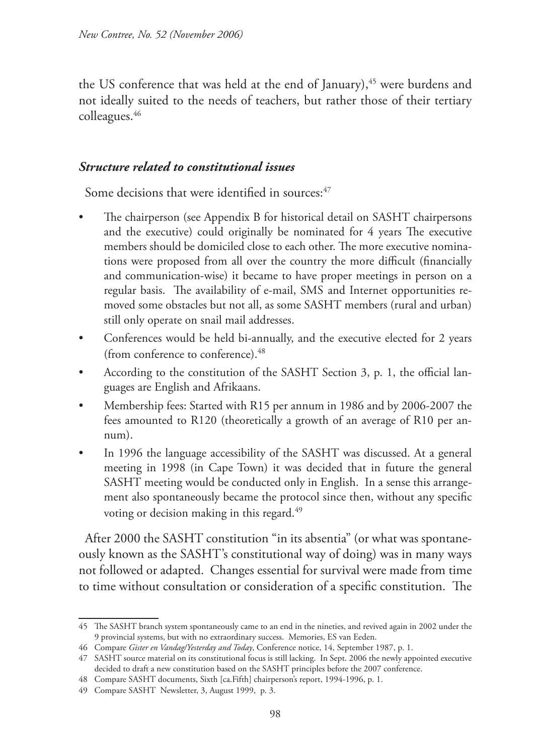the US conference that was held at the end of January),[45] were burdens and not ideally suited to the needs of teachers, but rather those of their tertiary colleagues.[46]

### *Structure related to constitutional issues*

Some decisions that were identified in sources:[47]

- The chairperson (see Appendix B for historical detail on SASHT chairpersons and the executive) could originally be nominated for 4 years The executive members should be domiciled close to each other. The more executive nominations were proposed from all over the country the more difficult (financially and communication-wise) it became to have proper meetings in person on a regular basis. The availability of e-mail, SMS and Internet opportunities removed some obstacles but not all, as some SASHT members (rural and urban) still only operate on snail mail addresses.
- Conferences would be held bi-annually, and the executive elected for 2 years (from conference to conference).[48]
- According to the constitution of the SASHT Section 3, p. 1, the official languages are English and Afrikaans.
- Membership fees: Started with R15 per annum in 1986 and by 2006-2007 the fees amounted to R120 (theoretically a growth of an average of R10 per annum).
- In 1996 the language accessibility of the SASHT was discussed. At a general meeting in 1998 (in Cape Town) it was decided that in future the general SASHT meeting would be conducted only in English. In a sense this arrangement also spontaneously became the protocol since then, without any specific voting or decision making in this regard.[49]

After 2000 the SASHT constitution "in its absentia" (or what was spontaneously known as the SASHT's constitutional way of doing) was in many ways not followed or adapted. Changes essential for survival were made from time to time without consultation or consideration of a specific constitution. The

---

45 The SASHT branch system spontaneously came to an end in the nineties, and revived again in 2002 under the 9 provincial systems, but with no extraordinary success. Memories, ES van Eeden.

46 Compare *Gister en Vandag/Yesterday and Today*, Conference notice, 14, September 1987, p. 1.

47 SASHT source material on its constitutional focus is still lacking. In Sept. 2006 the newly appointed executive decided to draft a new constitution based on the SASHT principles before the 2007 conference.

48 Compare SASHT documents, Sixth [ca.Fifth] chairperson's report, 1994-1996, p. 1.

49 Compare SASHT Newsletter, 3, August 1999, p. 3.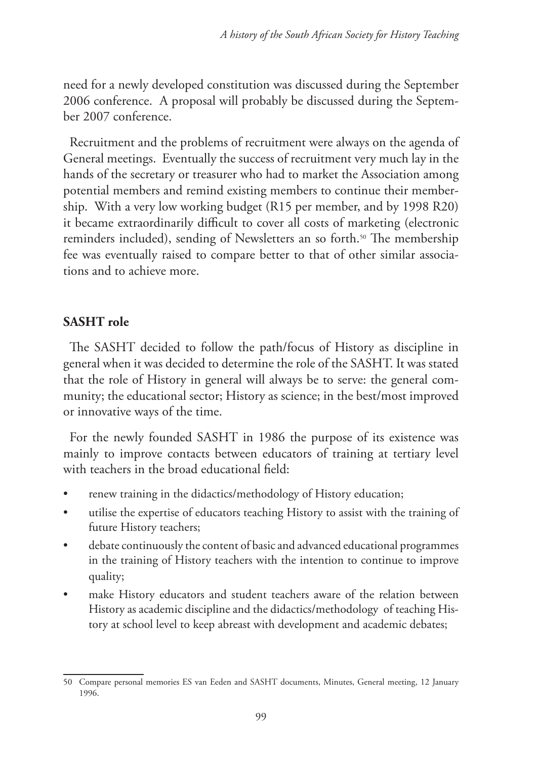need for a newly developed constitution was discussed during the September 2006 conference. A proposal will probably be discussed during the September 2007 conference.

Recruitment and the problems of recruitment were always on the agenda of General meetings. Eventually the success of recruitment very much lay in the hands of the secretary or treasurer who had to market the Association among potential members and remind existing members to continue their membership. With a very low working budget (R15 per member, and by 1998 R20) it became extraordinarily difficult to cover all costs of marketing (electronic reminders included), sending of Newsletters an so forth.[50] The membership fee was eventually raised to compare better to that of other similar associations and to achieve more.

## SASHT role

The SASHT decided to follow the path/focus of History as discipline in general when it was decided to determine the role of the SASHT. It was stated that the role of History in general will always be to serve: the general community; the educational sector; History as science; in the best/most improved or innovative ways of the time.

For the newly founded SASHT in 1986 the purpose of its existence was mainly to improve contacts between educators of training at tertiary level with teachers in the broad educational field:

- renew training in the didactics/methodology of History education;
- utilise the expertise of educators teaching History to assist with the training of future History teachers;
- debate continuously the content of basic and advanced educational programmes in the training of History teachers with the intention to continue to improve quality;
- make History educators and student teachers aware of the relation between History as academic discipline and the didactics/methodology of teaching History at school level to keep abreast with development and academic debates;

---

50 Compare personal memories ES van Eeden and SASHT documents, Minutes, General meeting, 12 January 1996.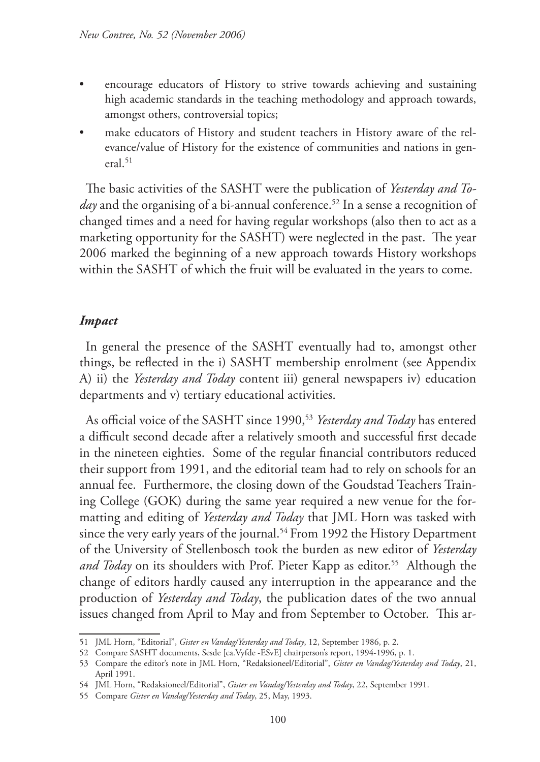- encourage educators of History to strive towards achieving and sustaining high academic standards in the teaching methodology and approach towards, amongst others, controversial topics;
- make educators of History and student teachers in History aware of the relevance/value of History for the existence of communities and nations in general.[51]

The basic activities of the SASHT were the publication of *Yesterday and Today* and the organising of a bi-annual conference.[52] In a sense a recognition of changed times and a need for having regular workshops (also then to act as a marketing opportunity for the SASHT) were neglected in the past. The year 2006 marked the beginning of a new approach towards History workshops within the SASHT of which the fruit will be evaluated in the years to come.

### *Impact*

In general the presence of the SASHT eventually had to, amongst other things, be reflected in the i) SASHT membership enrolment (see Appendix A) ii) the *Yesterday and Today* content iii) general newspapers iv) education departments and v) tertiary educational activities.

As official voice of the SASHT since 1990,[53] *Yesterday and Today* has entered a difficult second decade after a relatively smooth and successful first decade in the nineteen eighties. Some of the regular financial contributors reduced their support from 1991, and the editorial team had to rely on schools for an annual fee. Furthermore, the closing down of the Goudstad Teachers Training College (GOK) during the same year required a new venue for the formatting and editing of *Yesterday and Today* that JML Horn was tasked with since the very early years of the journal.[54] From 1992 the History Department of the University of Stellenbosch took the burden as new editor of *Yesterday and Today* on its shoulders with Prof. Pieter Kapp as editor.[55] Although the change of editors hardly caused any interruption in the appearance and the production of *Yesterday and Today*, the publication dates of the two annual issues changed from April to May and from September to October. This ar-

---

51 JML Horn, "Editorial", *Gister en Vandag/Yesterday and Today*, 12, September 1986, p. 2.

52 Compare SASHT documents, Sesde [ca.Vyfde -ESvE] chairperson's report, 1994-1996, p. 1.

53 Compare the editor's note in JML Horn, "Redaksioneel/Editorial", *Gister en Vandag/Yesterday and Today*, 21, April 1991.

54 JML Horn, "Redaksioneel/Editorial", *Gister en Vandag/Yesterday and Today*, 22, September 1991.

55 Compare *Gister en Vandag/Yesterday and Today*, 25, May, 1993.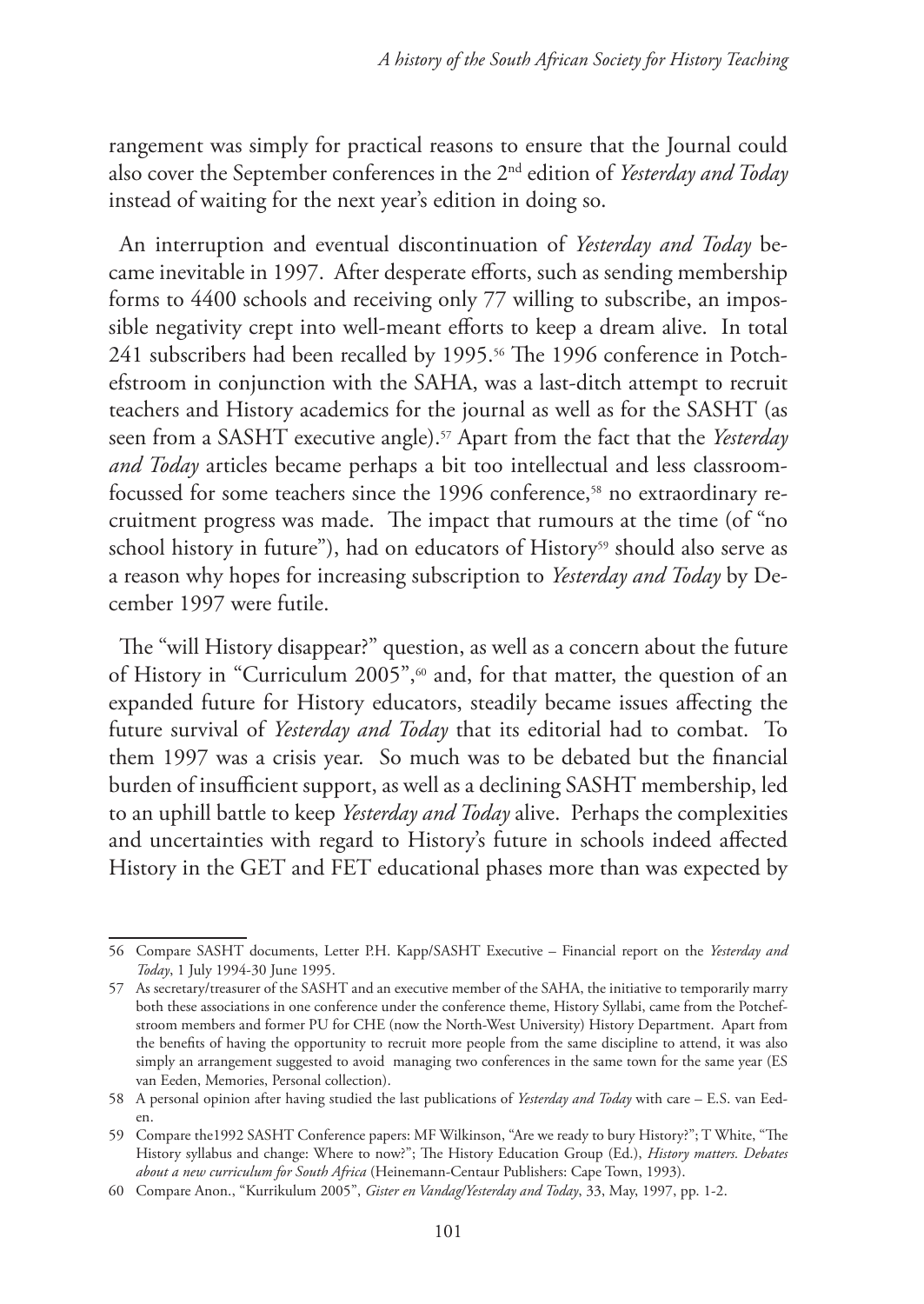rangement was simply for practical reasons to ensure that the Journal could also cover the September conferences in the 2nd edition of *Yesterday and Today* instead of waiting for the next year's edition in doing so.

An interruption and eventual discontinuation of *Yesterday and Today* became inevitable in 1997. After desperate efforts, such as sending membership forms to 4400 schools and receiving only 77 willing to subscribe, an impossible negativity crept into well-meant efforts to keep a dream alive. In total 241 subscribers had been recalled by 1995.[56] The 1996 conference in Potchefstroom in conjunction with the SAHA, was a last-ditch attempt to recruit teachers and History academics for the journal as well as for the SASHT (as seen from a SASHT executive angle).[57] Apart from the fact that the *Yesterday and Today* articles became perhaps a bit too intellectual and less classroom-focussed for some teachers since the 1996 conference,[58] no extraordinary recruitment progress was made. The impact that rumours at the time (of "no school history in future"), had on educators of History[59] should also serve as a reason why hopes for increasing subscription to *Yesterday and Today* by December 1997 were futile.

The "will History disappear?" question, as well as a concern about the future of History in "Curriculum 2005",[60] and, for that matter, the question of an expanded future for History educators, steadily became issues affecting the future survival of *Yesterday and Today* that its editorial had to combat. To them 1997 was a crisis year. So much was to be debated but the financial burden of insufficient support, as well as a declining SASHT membership, led to an uphill battle to keep *Yesterday and Today* alive. Perhaps the complexities and uncertainties with regard to History's future in schools indeed affected History in the GET and FET educational phases more than was expected by

---

56 Compare SASHT documents, Letter P.H. Kapp/SASHT Executive – Financial report on the *Yesterday and Today*, 1 July 1994-30 June 1995.

57 As secretary/treasurer of the SASHT and an executive member of the SAHA, the initiative to temporarily marry both these associations in one conference under the conference theme, History Syllabi, came from the Potchefstroom members and former PU for CHE (now the North-West University) History Department. Apart from the benefits of having the opportunity to recruit more people from the same discipline to attend, it was also simply an arrangement suggested to avoid managing two conferences in the same town for the same year (ES van Eeden, Memories, Personal collection).

58 A personal opinion after having studied the last publications of *Yesterday and Today* with care – E.S. van Eeden.

59 Compare the1992 SASHT Conference papers: MF Wilkinson, "Are we ready to bury History?"; T White, "The History syllabus and change: Where to now?"; The History Education Group (Ed.), *History matters. Debates about a new curriculum for South Africa* (Heinemann-Centaur Publishers: Cape Town, 1993).

60 Compare Anon., "Kurrikulum 2005", *Gister en Vandag/Yesterday and Today*, 33, May, 1997, pp. 1-2.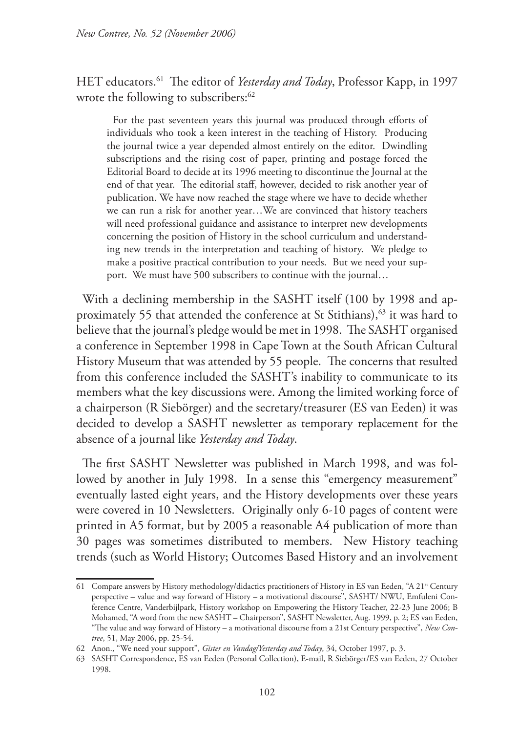HET educators.[61] The editor of *Yesterday and Today*, Professor Kapp, in 1997 wrote the following to subscribers:[62]

> For the past seventeen years this journal was produced through efforts of individuals who took a keen interest in the teaching of History. Producing the journal twice a year depended almost entirely on the editor. Dwindling subscriptions and the rising cost of paper, printing and postage forced the Editorial Board to decide at its 1996 meeting to discontinue the Journal at the end of that year. The editorial staff, however, decided to risk another year of publication. We have now reached the stage where we have to decide whether we can run a risk for another year…We are convinced that history teachers will need professional guidance and assistance to interpret new developments concerning the position of History in the school curriculum and understanding new trends in the interpretation and teaching of history. We pledge to make a positive practical contribution to your needs. But we need your support. We must have 500 subscribers to continue with the journal…

With a declining membership in the SASHT itself (100 by 1998 and approximately 55 that attended the conference at St Stithians),[63] it was hard to believe that the journal's pledge would be met in 1998. The SASHT organised a conference in September 1998 in Cape Town at the South African Cultural History Museum that was attended by 55 people. The concerns that resulted from this conference included the SASHT's inability to communicate to its members what the key discussions were. Among the limited working force of a chairperson (R Siebörger) and the secretary/treasurer (ES van Eeden) it was decided to develop a SASHT newsletter as temporary replacement for the absence of a journal like *Yesterday and Today*.

The first SASHT Newsletter was published in March 1998, and was followed by another in July 1998. In a sense this "emergency measurement" eventually lasted eight years, and the History developments over these years were covered in 10 Newsletters. Originally only 6-10 pages of content were printed in A5 format, but by 2005 a reasonable A4 publication of more than 30 pages was sometimes distributed to members. New History teaching trends (such as World History; Outcomes Based History and an involvement

---

61 Compare answers by History methodology/didactics practitioners of History in ES van Eeden, "A 21st Century perspective – value and way forward of History – a motivational discourse", SASHT/ NWU, Emfuleni Conference Centre, Vanderbijlpark, History workshop on Empowering the History Teacher, 22-23 June 2006; B Mohamed, "A word from the new SASHT – Chairperson", SASHT Newsletter, Aug. 1999, p. 2; ES van Eeden, "The value and way forward of History – a motivational discourse from a 21st Century perspective", *New Contree*, 51, May 2006, pp. 25-54.

62 Anon., "We need your support", *Gister en Vandag/Yesterday and Today*, 34, October 1997, p. 3.

63 SASHT Correspondence, ES van Eeden (Personal Collection), E-mail, R Siebörger/ES van Eeden, 27 October 1998.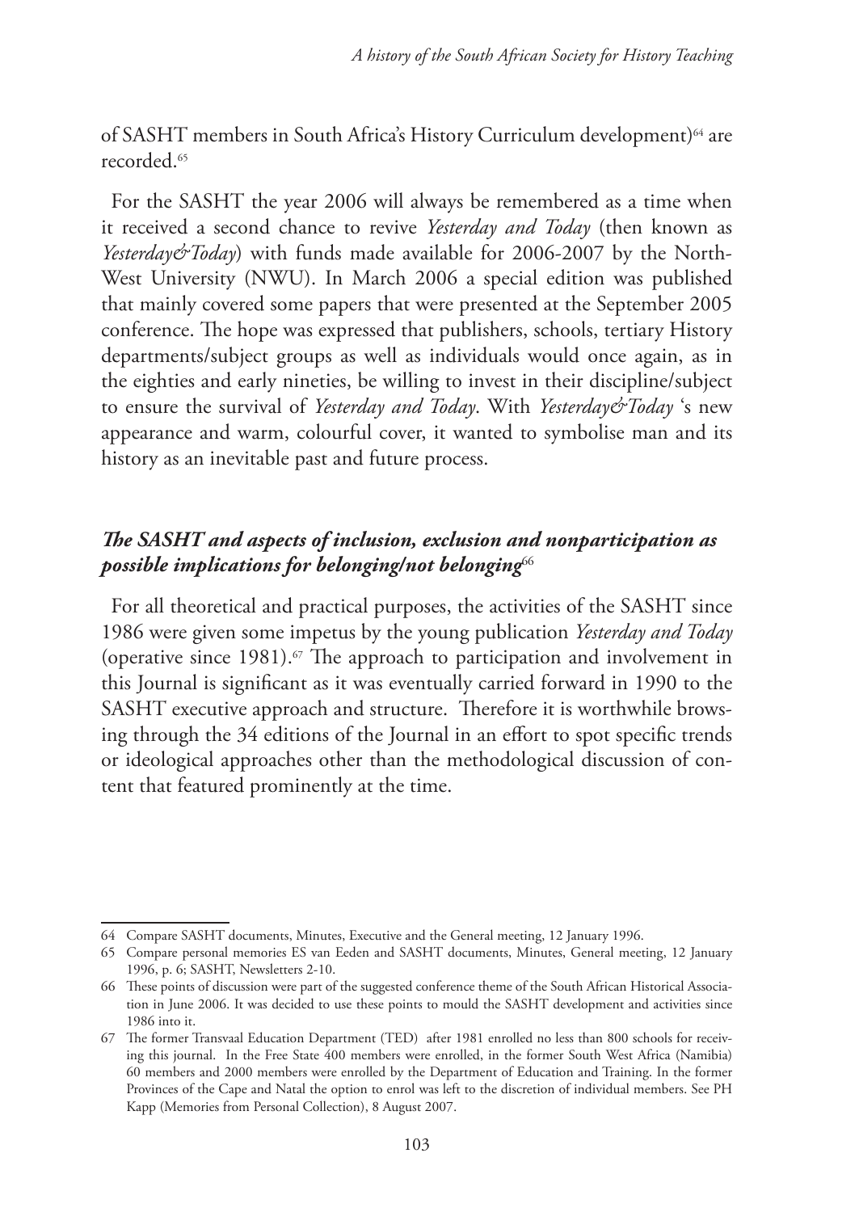of SASHT members in South Africa's History Curriculum development)[64] are recorded.[65]

For the SASHT the year 2006 will always be remembered as a time when it received a second chance to revive *Yesterday and Today* (then known as *Yesterday&Today*) with funds made available for 2006-2007 by the North-West University (NWU). In March 2006 a special edition was published that mainly covered some papers that were presented at the September 2005 conference. The hope was expressed that publishers, schools, tertiary History departments/subject groups as well as individuals would once again, as in the eighties and early nineties, be willing to invest in their discipline/subject to ensure the survival of *Yesterday and Today*. With *Yesterday&Today* 's new appearance and warm, colourful cover, it wanted to symbolise man and its history as an inevitable past and future process.

### *The SASHT and aspects of inclusion, exclusion and nonparticipation as possible implications for belonging/not belonging*[66]

For all theoretical and practical purposes, the activities of the SASHT since 1986 were given some impetus by the young publication *Yesterday and Today* (operative since 1981).[67] The approach to participation and involvement in this Journal is significant as it was eventually carried forward in 1990 to the SASHT executive approach and structure. Therefore it is worthwhile browsing through the 34 editions of the Journal in an effort to spot specific trends or ideological approaches other than the methodological discussion of content that featured prominently at the time.

---

64 Compare SASHT documents, Minutes, Executive and the General meeting, 12 January 1996.

65 Compare personal memories ES van Eeden and SASHT documents, Minutes, General meeting, 12 January 1996, p. 6; SASHT, Newsletters 2-10.

66 These points of discussion were part of the suggested conference theme of the South African Historical Association in June 2006. It was decided to use these points to mould the SASHT development and activities since 1986 into it.

67 The former Transvaal Education Department (TED) after 1981 enrolled no less than 800 schools for receiving this journal. In the Free State 400 members were enrolled, in the former South West Africa (Namibia) 60 members and 2000 members were enrolled by the Department of Education and Training. In the former Provinces of the Cape and Natal the option to enrol was left to the discretion of individual members. See PH Kapp (Memories from Personal Collection), 8 August 2007.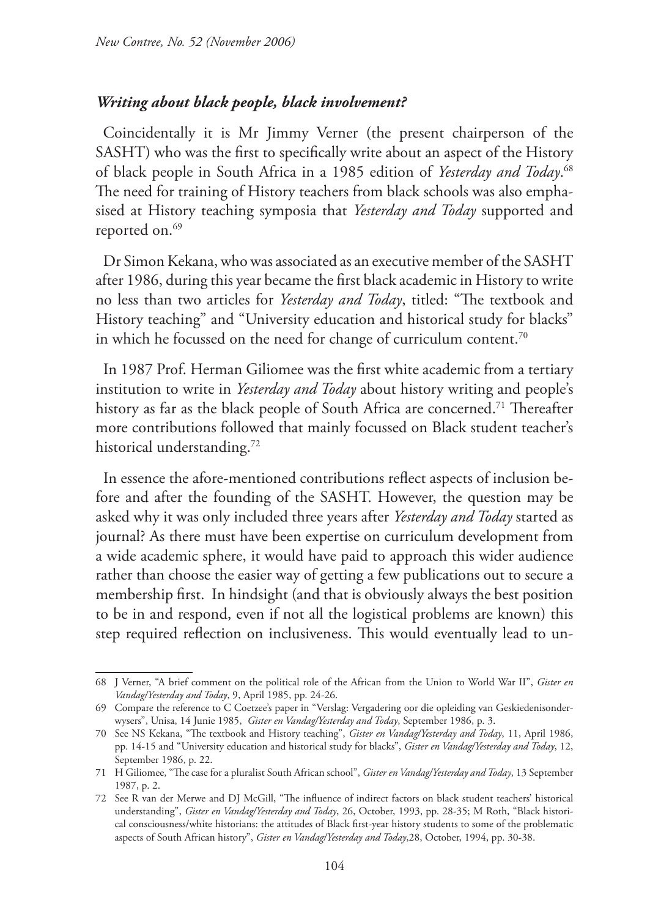### *Writing about black people, black involvement?*

Coincidentally it is Mr Jimmy Verner (the present chairperson of the SASHT) who was the first to specifically write about an aspect of the History of black people in South Africa in a 1985 edition of *Yesterday and Today*.[68] The need for training of History teachers from black schools was also emphasised at History teaching symposia that *Yesterday and Today* supported and reported on.[69]

Dr Simon Kekana, who was associated as an executive member of the SASHT after 1986, during this year became the first black academic in History to write no less than two articles for *Yesterday and Today*, titled: "The textbook and History teaching" and "University education and historical study for blacks" in which he focussed on the need for change of curriculum content.[70]

In 1987 Prof. Herman Giliomee was the first white academic from a tertiary institution to write in *Yesterday and Today* about history writing and people's history as far as the black people of South Africa are concerned.[71] Thereafter more contributions followed that mainly focussed on Black student teacher's historical understanding.[72]

In essence the afore-mentioned contributions reflect aspects of inclusion before and after the founding of the SASHT. However, the question may be asked why it was only included three years after *Yesterday and Today* started as journal? As there must have been expertise on curriculum development from a wide academic sphere, it would have paid to approach this wider audience rather than choose the easier way of getting a few publications out to secure a membership first. In hindsight (and that is obviously always the best position to be in and respond, even if not all the logistical problems are known) this step required reflection on inclusiveness. This would eventually lead to un-

---

68 J Verner, "A brief comment on the political role of the African from the Union to World War II", *Gister en Vandag/Yesterday and Today*, 9, April 1985, pp. 24-26.

69 Compare the reference to C Coetzee's paper in "Verslag: Vergadering oor die opleiding van Geskiedenisonderwysers", Unisa, 14 Junie 1985, *Gister en Vandag/Yesterday and Today*, September 1986, p. 3.

70 See NS Kekana, "The textbook and History teaching", *Gister en Vandag/Yesterday and Today*, 11, April 1986, pp. 14-15 and "University education and historical study for blacks", *Gister en Vandag/Yesterday and Today*, 12, September 1986, p. 22.

71 H Giliomee, "The case for a pluralist South African school", *Gister en Vandag/Yesterday and Today*, 13 September 1987, p. 2.

72 See R van der Merwe and DJ McGill, "The influence of indirect factors on black student teachers' historical understanding", *Gister en Vandag/Yesterday and Today*, 26, October, 1993, pp. 28-35; M Roth, "Black historical consciousness/white historians: the attitudes of Black first-year history students to some of the problematic aspects of South African history", *Gister en Vandag/Yesterday and Today*,28, October, 1994, pp. 30-38.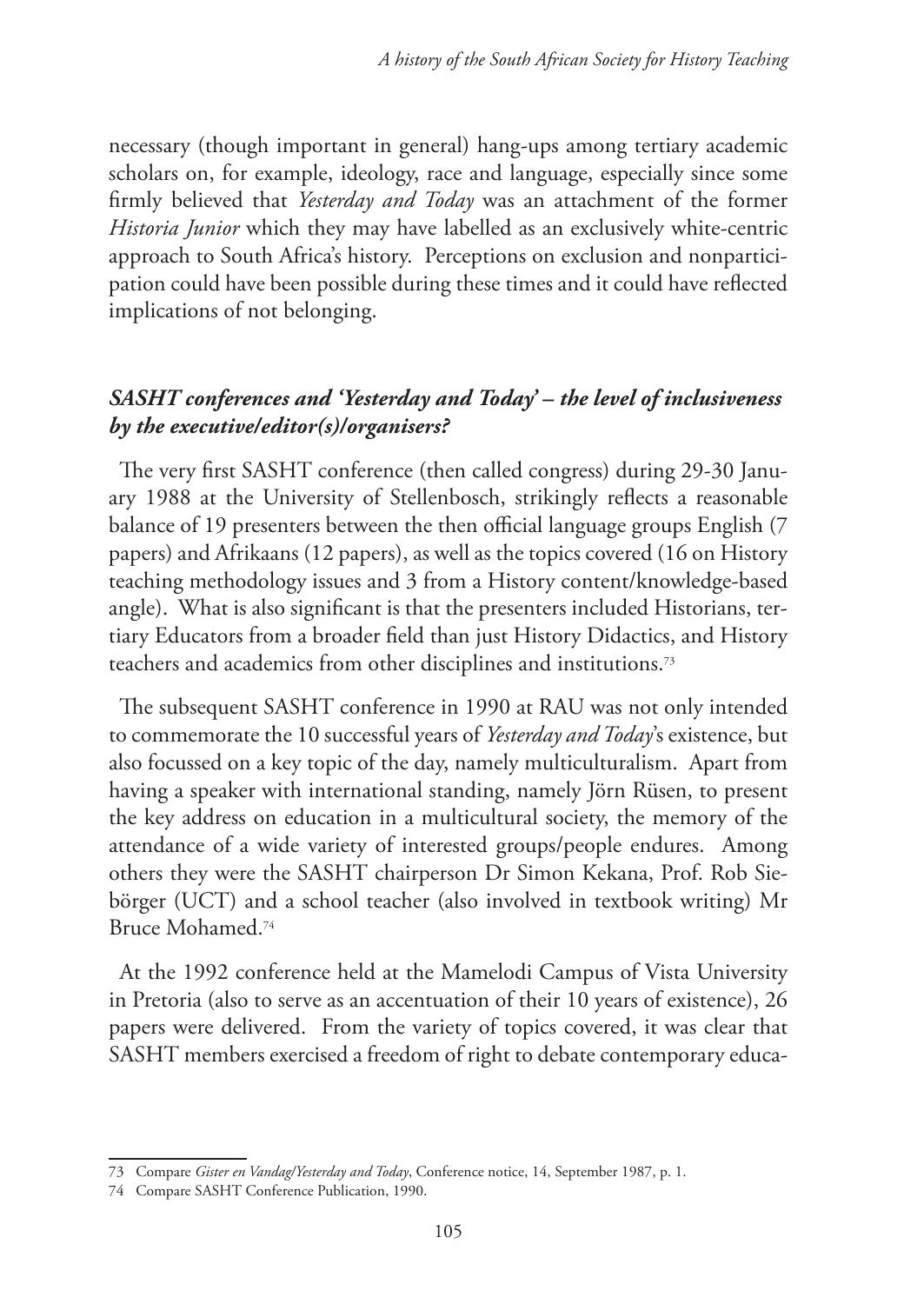necessary (though important in general) hang-ups among tertiary academic scholars on, for example, ideology, race and language, especially since some firmly believed that *Yesterday and Today* was an attachment of the former *Historia Junior* which they may have labelled as an exclusively white-centric approach to South Africa's history. Perceptions on exclusion and nonparticipation could have been possible during these times and it could have reflected implications of not belonging.

### *SASHT conferences and 'Yesterday and Today' – the level of inclusiveness by the executive/editor(s)/organisers?*

The very first SASHT conference (then called congress) during 29-30 January 1988 at the University of Stellenbosch, strikingly reflects a reasonable balance of 19 presenters between the then official language groups English (7 papers) and Afrikaans (12 papers), as well as the topics covered (16 on History teaching methodology issues and 3 from a History content/knowledge-based angle). What is also significant is that the presenters included Historians, tertiary Educators from a broader field than just History Didactics, and History teachers and academics from other disciplines and institutions.[73]

The subsequent SASHT conference in 1990 at RAU was not only intended to commemorate the 10 successful years of *Yesterday and Today*'s existence, but also focussed on a key topic of the day, namely multiculturalism. Apart from having a speaker with international standing, namely Jörn Rüsen, to present the key address on education in a multicultural society, the memory of the attendance of a wide variety of interested groups/people endures. Among others they were the SASHT chairperson Dr Simon Kekana, Prof. Rob Siebörger (UCT) and a school teacher (also involved in textbook writing) Mr Bruce Mohamed.[74]

At the 1992 conference held at the Mamelodi Campus of Vista University in Pretoria (also to serve as an accentuation of their 10 years of existence), 26 papers were delivered. From the variety of topics covered, it was clear that SASHT members exercised a freedom of right to debate contemporary educa-

---

73 Compare *Gister en Vandag/Yesterday and Today*, Conference notice, 14, September 1987, p. 1.

74 Compare SASHT Conference Publication, 1990.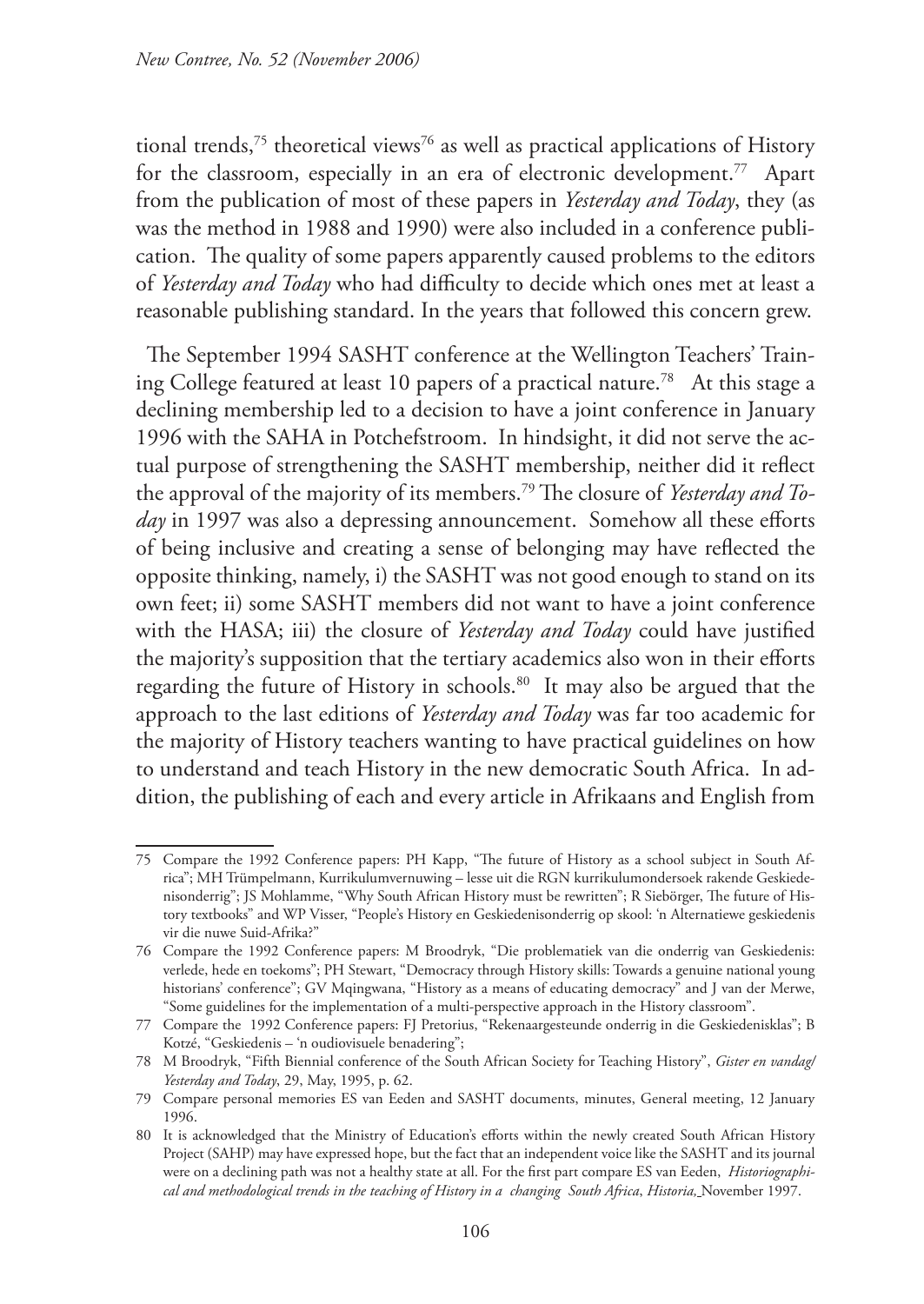tional trends,[75] theoretical views[76] as well as practical applications of History for the classroom, especially in an era of electronic development.[77] Apart from the publication of most of these papers in *Yesterday and Today*, they (as was the method in 1988 and 1990) were also included in a conference publication. The quality of some papers apparently caused problems to the editors of *Yesterday and Today* who had difficulty to decide which ones met at least a reasonable publishing standard. In the years that followed this concern grew.

The September 1994 SASHT conference at the Wellington Teachers' Training College featured at least 10 papers of a practical nature.[78] At this stage a declining membership led to a decision to have a joint conference in January 1996 with the SAHA in Potchefstroom. In hindsight, it did not serve the actual purpose of strengthening the SASHT membership, neither did it reflect the approval of the majority of its members.[79] The closure of *Yesterday and Today* in 1997 was also a depressing announcement. Somehow all these efforts of being inclusive and creating a sense of belonging may have reflected the opposite thinking, namely, i) the SASHT was not good enough to stand on its own feet; ii) some SASHT members did not want to have a joint conference with the HASA; iii) the closure of *Yesterday and Today* could have justified the majority's supposition that the tertiary academics also won in their efforts regarding the future of History in schools.[80] It may also be argued that the approach to the last editions of *Yesterday and Today* was far too academic for the majority of History teachers wanting to have practical guidelines on how to understand and teach History in the new democratic South Africa. In addition, the publishing of each and every article in Afrikaans and English from

---

75 Compare the 1992 Conference papers: PH Kapp, "The future of History as a school subject in South Africa"; MH Trümpelmann, Kurrikulumvernuwing – lesse uit die RGN kurrikulumondersoek rakende Geskiedenisonderrig"; JS Mohlamme, "Why South African History must be rewritten"; R Siebörger, The future of History textbooks" and WP Visser, "People's History en Geskiedenisonderrig op skool: 'n Alternatiewe geskiedenis vir die nuwe Suid-Afrika?"

76 Compare the 1992 Conference papers: M Broodryk, "Die problematiek van die onderrig van Geskiedenis: verlede, hede en toekoms"; PH Stewart, "Democracy through History skills: Towards a genuine national young historians' conference"; GV Mqingwana, "History as a means of educating democracy" and J van der Merwe, "Some guidelines for the implementation of a multi-perspective approach in the History classroom".

77 Compare the 1992 Conference papers: FJ Pretorius, "Rekenaargesteunde onderrig in die Geskiedenisklas"; B Kotzé, "Geskiedenis – 'n oudiovisuele benadering";

78 M Broodryk, "Fifth Biennial conference of the South African Society for Teaching History", *Gister en vandag/ Yesterday and Today*, 29, May, 1995, p. 62.

79 Compare personal memories ES van Eeden and SASHT documents, minutes, General meeting, 12 January 1996.

80 It is acknowledged that the Ministry of Education's efforts within the newly created South African History Project (SAHP) may have expressed hope, but the fact that an independent voice like the SASHT and its journal were on a declining path was not a healthy state at all. For the first part compare ES van Eeden, *Historiographical and methodological trends in the teaching of History in a changing South Africa*, *Historia*, November 1997.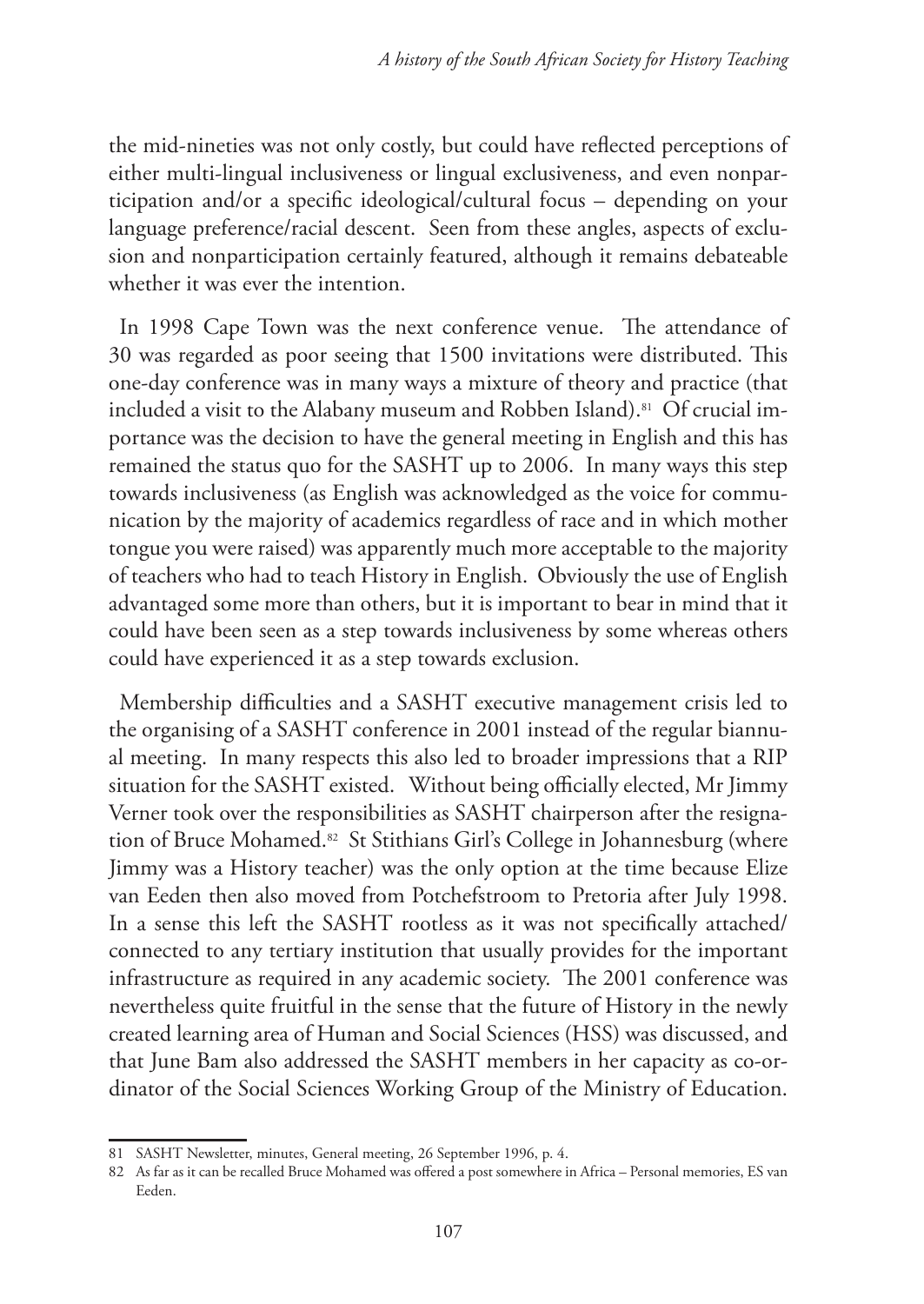the mid-nineties was not only costly, but could have reflected perceptions of either multi-lingual inclusiveness or lingual exclusiveness, and even nonparticipation and/or a specific ideological/cultural focus – depending on your language preference/racial descent. Seen from these angles, aspects of exclusion and nonparticipation certainly featured, although it remains debateable whether it was ever the intention.

In 1998 Cape Town was the next conference venue. The attendance of 30 was regarded as poor seeing that 1500 invitations were distributed. This one-day conference was in many ways a mixture of theory and practice (that included a visit to the Alabany museum and Robben Island).[81] Of crucial importance was the decision to have the general meeting in English and this has remained the status quo for the SASHT up to 2006. In many ways this step towards inclusiveness (as English was acknowledged as the voice for communication by the majority of academics regardless of race and in which mother tongue you were raised) was apparently much more acceptable to the majority of teachers who had to teach History in English. Obviously the use of English advantaged some more than others, but it is important to bear in mind that it could have been seen as a step towards inclusiveness by some whereas others could have experienced it as a step towards exclusion.

Membership difficulties and a SASHT executive management crisis led to the organising of a SASHT conference in 2001 instead of the regular biannual meeting. In many respects this also led to broader impressions that a RIP situation for the SASHT existed. Without being officially elected, Mr Jimmy Verner took over the responsibilities as SASHT chairperson after the resignation of Bruce Mohamed.[82] St Stithians Girl's College in Johannesburg (where Jimmy was a History teacher) was the only option at the time because Elize van Eeden then also moved from Potchefstroom to Pretoria after July 1998. In a sense this left the SASHT rootless as it was not specifically attached/ connected to any tertiary institution that usually provides for the important infrastructure as required in any academic society. The 2001 conference was nevertheless quite fruitful in the sense that the future of History in the newly created learning area of Human and Social Sciences (HSS) was discussed, and that June Bam also addressed the SASHT members in her capacity as co-ordinator of the Social Sciences Working Group of the Ministry of Education.

---

81 SASHT Newsletter, minutes, General meeting, 26 September 1996, p. 4.

82 As far as it can be recalled Bruce Mohamed was offered a post somewhere in Africa – Personal memories, ES van Eeden.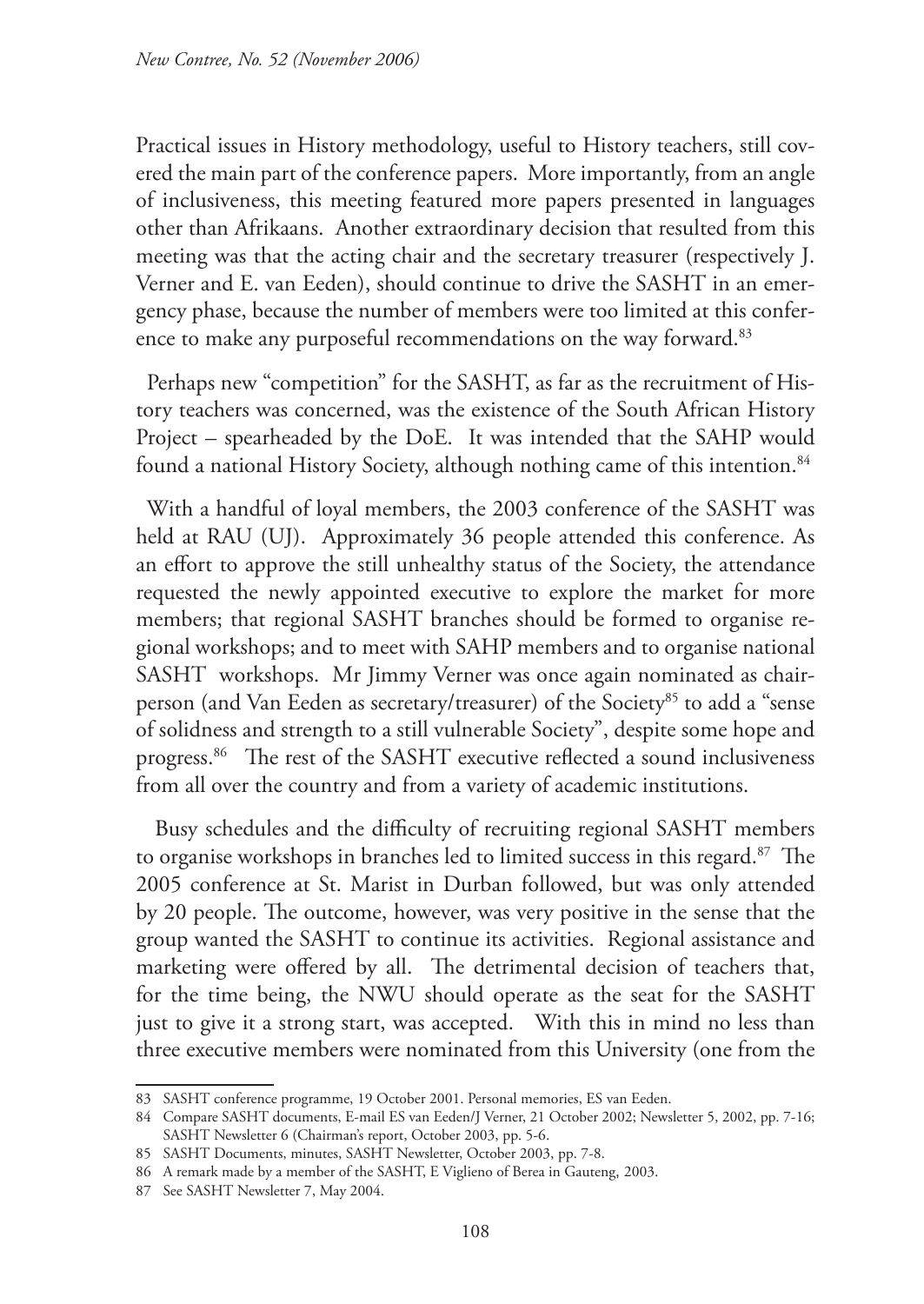Practical issues in History methodology, useful to History teachers, still covered the main part of the conference papers. More importantly, from an angle of inclusiveness, this meeting featured more papers presented in languages other than Afrikaans. Another extraordinary decision that resulted from this meeting was that the acting chair and the secretary treasurer (respectively J. Verner and E. van Eeden), should continue to drive the SASHT in an emergency phase, because the number of members were too limited at this conference to make any purposeful recommendations on the way forward.[83]

Perhaps new "competition" for the SASHT, as far as the recruitment of History teachers was concerned, was the existence of the South African History Project – spearheaded by the DoE. It was intended that the SAHP would found a national History Society, although nothing came of this intention.[84]

With a handful of loyal members, the 2003 conference of the SASHT was held at RAU (UJ). Approximately 36 people attended this conference. As an effort to approve the still unhealthy status of the Society, the attendance requested the newly appointed executive to explore the market for more members; that regional SASHT branches should be formed to organise regional workshops; and to meet with SAHP members and to organise national SASHT workshops. Mr Jimmy Verner was once again nominated as chairperson (and Van Eeden as secretary/treasurer) of the Society[85] to add a "sense of solidness and strength to a still vulnerable Society", despite some hope and progress.[86] The rest of the SASHT executive reflected a sound inclusiveness from all over the country and from a variety of academic institutions.

Busy schedules and the difficulty of recruiting regional SASHT members to organise workshops in branches led to limited success in this regard.[87] The 2005 conference at St. Marist in Durban followed, but was only attended by 20 people. The outcome, however, was very positive in the sense that the group wanted the SASHT to continue its activities. Regional assistance and marketing were offered by all. The detrimental decision of teachers that, for the time being, the NWU should operate as the seat for the SASHT just to give it a strong start, was accepted. With this in mind no less than three executive members were nominated from this University (one from the

---

83 SASHT conference programme, 19 October 2001. Personal memories, ES van Eeden.

84 Compare SASHT documents, E-mail ES van Eeden/J Verner, 21 October 2002; Newsletter 5, 2002, pp. 7-16; SASHT Newsletter 6 (Chairman's report, October 2003, pp. 5-6.

85 SASHT Documents, minutes, SASHT Newsletter, October 2003, pp. 7-8.

86 A remark made by a member of the SASHT, E Viglieno of Berea in Gauteng, 2003.

87 See SASHT Newsletter 7, May 2004.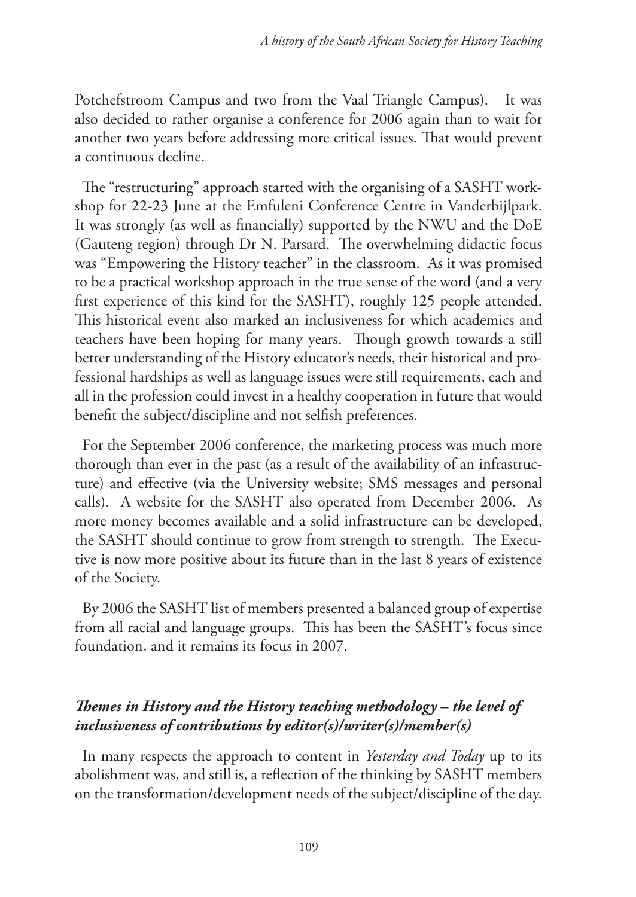Potchefstroom Campus and two from the Vaal Triangle Campus). It was also decided to rather organise a conference for 2006 again than to wait for another two years before addressing more critical issues. That would prevent a continuous decline.

The "restructuring" approach started with the organising of a SASHT workshop for 22-23 June at the Emfuleni Conference Centre in Vanderbijlpark. It was strongly (as well as financially) supported by the NWU and the DoE (Gauteng region) through Dr N. Parsard. The overwhelming didactic focus was "Empowering the History teacher" in the classroom. As it was promised to be a practical workshop approach in the true sense of the word (and a very first experience of this kind for the SASHT), roughly 125 people attended. This historical event also marked an inclusiveness for which academics and teachers have been hoping for many years. Though growth towards a still better understanding of the History educator's needs, their historical and professional hardships as well as language issues were still requirements, each and all in the profession could invest in a healthy cooperation in future that would benefit the subject/discipline and not selfish preferences.

For the September 2006 conference, the marketing process was much more thorough than ever in the past (as a result of the availability of an infrastructure) and effective (via the University website; SMS messages and personal calls). A website for the SASHT also operated from December 2006. As more money becomes available and a solid infrastructure can be developed, the SASHT should continue to grow from strength to strength. The Executive is now more positive about its future than in the last 8 years of existence of the Society.

By 2006 the SASHT list of members presented a balanced group of expertise from all racial and language groups. This has been the SASHT's focus since foundation, and it remains its focus in 2007.

### ***Themes in History and the History teaching methodology – the level of inclusiveness of contributions by editor(s)/writer(s)/member(s)***

In many respects the approach to content in *Yesterday and Today* up to its abolishment was, and still is, a reflection of the thinking by SASHT members on the transformation/development needs of the subject/discipline of the day.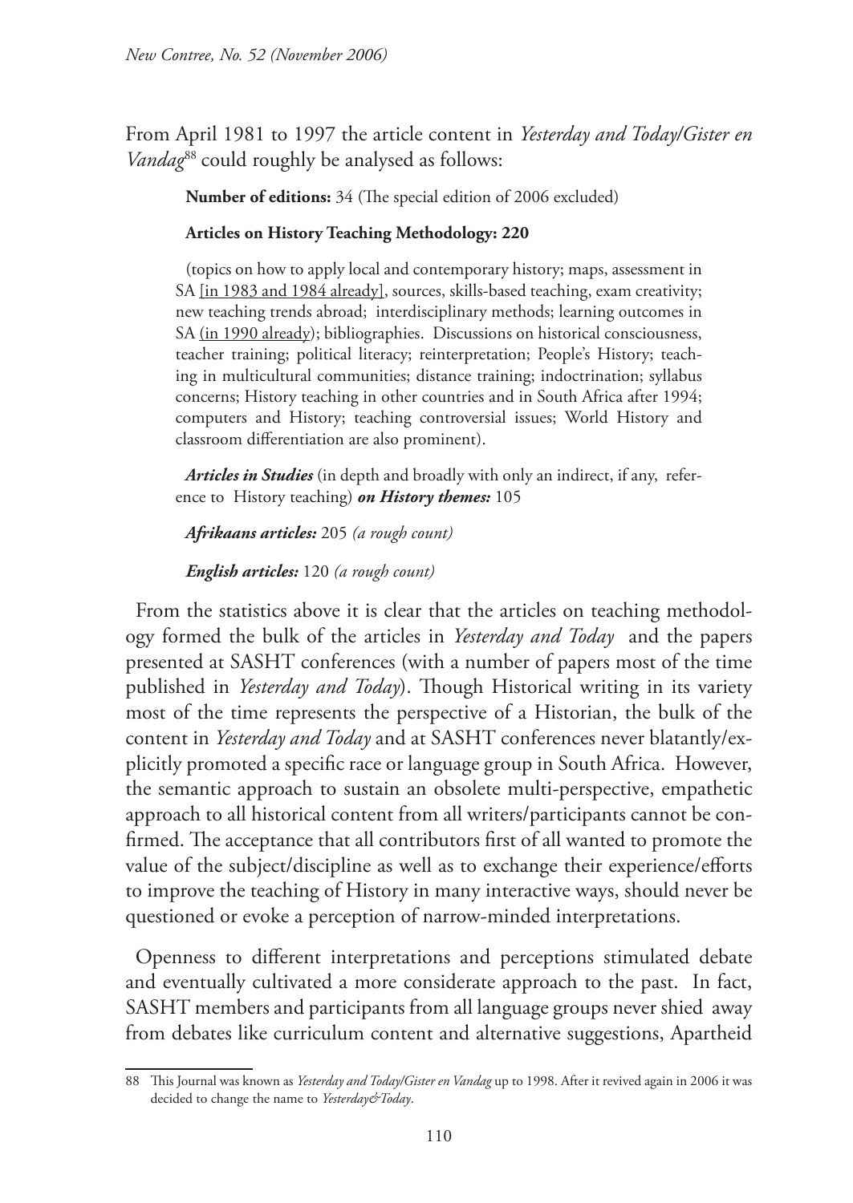From April 1981 to 1997 the article content in *Yesterday and Today/Gister en Vandag*[88] could roughly be analysed as follows:

**Number of editions:** 34 (The special edition of 2006 excluded)

**Articles on History Teaching Methodology: 220**

(topics on how to apply local and contemporary history; maps, assessment in SA <u>[in 1983 and 1984 already]</u>, sources, skills-based teaching, exam creativity; new teaching trends abroad; interdisciplinary methods; learning outcomes in SA <u>(in 1990 already)</u>; bibliographies. Discussions on historical consciousness, teacher training; political literacy; reinterpretation; People's History; teaching in multicultural communities; distance training; indoctrination; syllabus concerns; History teaching in other countries and in South Africa after 1994; computers and History; teaching controversial issues; World History and classroom differentiation are also prominent).

***Articles in Studies*** (in depth and broadly with only an indirect, if any, reference to History teaching) ***on History themes:*** 105

***Afrikaans articles:*** 205 *(a rough count)*

***English articles:*** 120 *(a rough count)*

From the statistics above it is clear that the articles on teaching methodology formed the bulk of the articles in *Yesterday and Today* and the papers presented at SASHT conferences (with a number of papers most of the time published in *Yesterday and Today*). Though Historical writing in its variety most of the time represents the perspective of a Historian, the bulk of the content in *Yesterday and Today* and at SASHT conferences never blatantly/explicitly promoted a specific race or language group in South Africa. However, the semantic approach to sustain an obsolete multi-perspective, empathetic approach to all historical content from all writers/participants cannot be confirmed. The acceptance that all contributors first of all wanted to promote the value of the subject/discipline as well as to exchange their experience/efforts to improve the teaching of History in many interactive ways, should never be questioned or evoke a perception of narrow-minded interpretations.

Openness to different interpretations and perceptions stimulated debate and eventually cultivated a more considerate approach to the past. In fact, SASHT members and participants from all language groups never shied away from debates like curriculum content and alternative suggestions, Apartheid

---

88 This Journal was known as *Yesterday and Today/Gister en Vandag* up to 1998. After it revived again in 2006 it was decided to change the name to *Yesterday&Today*.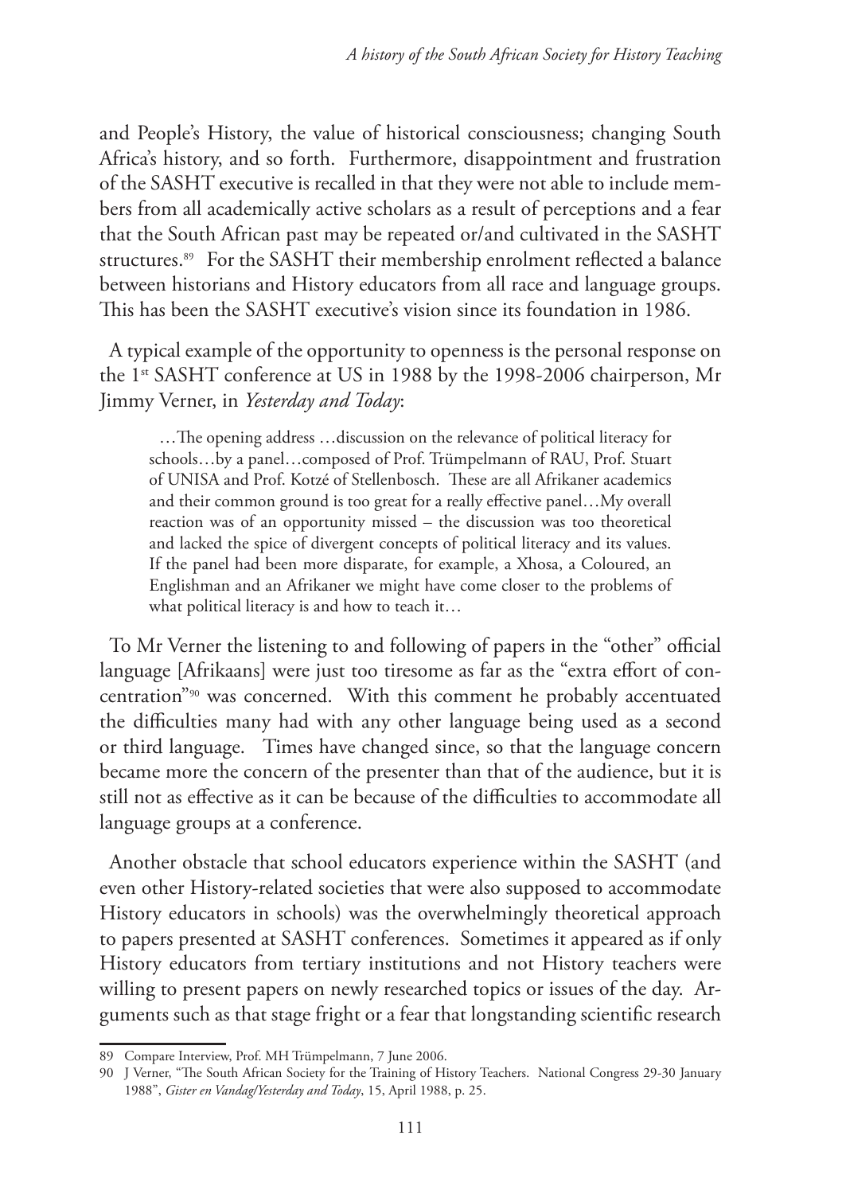and People's History, the value of historical consciousness; changing South Africa's history, and so forth. Furthermore, disappointment and frustration of the SASHT executive is recalled in that they were not able to include members from all academically active scholars as a result of perceptions and a fear that the South African past may be repeated or/and cultivated in the SASHT structures.[89] For the SASHT their membership enrolment reflected a balance between historians and History educators from all race and language groups. This has been the SASHT executive's vision since its foundation in 1986.

A typical example of the opportunity to openness is the personal response on the 1st SASHT conference at US in 1988 by the 1998-2006 chairperson, Mr Jimmy Verner, in *Yesterday and Today*:

> …The opening address …discussion on the relevance of political literacy for schools…by a panel…composed of Prof. Trümpelmann of RAU, Prof. Stuart of UNISA and Prof. Kotzé of Stellenbosch. These are all Afrikaner academics and their common ground is too great for a really effective panel…My overall reaction was of an opportunity missed – the discussion was too theoretical and lacked the spice of divergent concepts of political literacy and its values. If the panel had been more disparate, for example, a Xhosa, a Coloured, an Englishman and an Afrikaner we might have come closer to the problems of what political literacy is and how to teach it…

To Mr Verner the listening to and following of papers in the "other" official language [Afrikaans] were just too tiresome as far as the "extra effort of concentration"[90] was concerned. With this comment he probably accentuated the difficulties many had with any other language being used as a second or third language. Times have changed since, so that the language concern became more the concern of the presenter than that of the audience, but it is still not as effective as it can be because of the difficulties to accommodate all language groups at a conference.

Another obstacle that school educators experience within the SASHT (and even other History-related societies that were also supposed to accommodate History educators in schools) was the overwhelmingly theoretical approach to papers presented at SASHT conferences. Sometimes it appeared as if only History educators from tertiary institutions and not History teachers were willing to present papers on newly researched topics or issues of the day. Arguments such as that stage fright or a fear that longstanding scientific research

---

89 Compare Interview, Prof. MH Trümpelmann, 7 June 2006.

90 J Verner, "The South African Society for the Training of History Teachers. National Congress 29-30 January 1988", *Gister en Vandag/Yesterday and Today*, 15, April 1988, p. 25.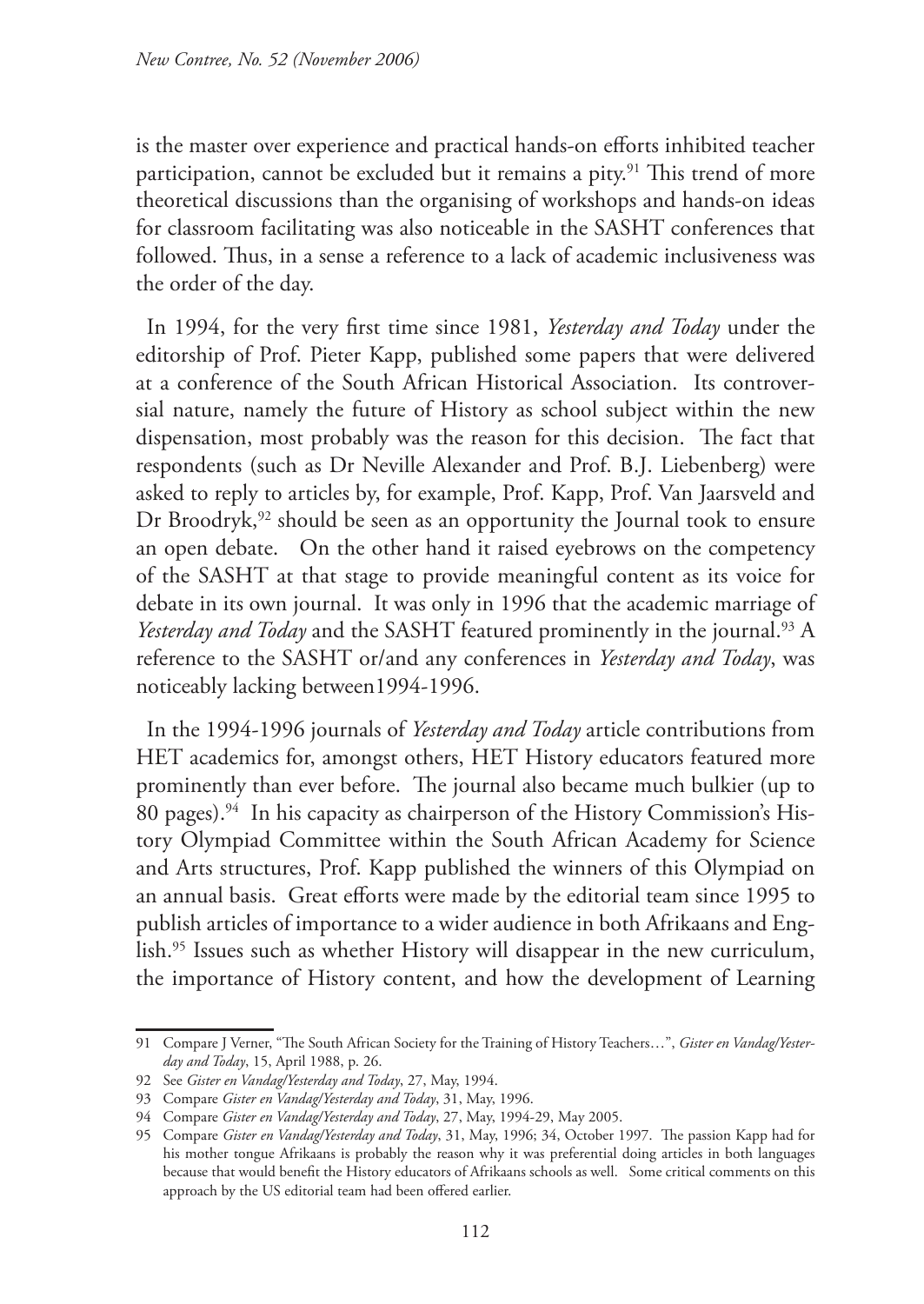is the master over experience and practical hands-on efforts inhibited teacher participation, cannot be excluded but it remains a pity.[91] This trend of more theoretical discussions than the organising of workshops and hands-on ideas for classroom facilitating was also noticeable in the SASHT conferences that followed. Thus, in a sense a reference to a lack of academic inclusiveness was the order of the day.

In 1994, for the very first time since 1981, *Yesterday and Today* under the editorship of Prof. Pieter Kapp, published some papers that were delivered at a conference of the South African Historical Association. Its controversial nature, namely the future of History as school subject within the new dispensation, most probably was the reason for this decision. The fact that respondents (such as Dr Neville Alexander and Prof. B.J. Liebenberg) were asked to reply to articles by, for example, Prof. Kapp, Prof. Van Jaarsveld and Dr Broodryk,[92] should be seen as an opportunity the Journal took to ensure an open debate. On the other hand it raised eyebrows on the competency of the SASHT at that stage to provide meaningful content as its voice for debate in its own journal. It was only in 1996 that the academic marriage of *Yesterday and Today* and the SASHT featured prominently in the journal.[93] A reference to the SASHT or/and any conferences in *Yesterday and Today*, was noticeably lacking between1994-1996.

In the 1994-1996 journals of *Yesterday and Today* article contributions from HET academics for, amongst others, HET History educators featured more prominently than ever before. The journal also became much bulkier (up to 80 pages).[94] In his capacity as chairperson of the History Commission's History Olympiad Committee within the South African Academy for Science and Arts structures, Prof. Kapp published the winners of this Olympiad on an annual basis. Great efforts were made by the editorial team since 1995 to publish articles of importance to a wider audience in both Afrikaans and English.[95] Issues such as whether History will disappear in the new curriculum, the importance of History content, and how the development of Learning

---

91 Compare J Verner, "The South African Society for the Training of History Teachers…", *Gister en Vandag/Yesterday and Today*, 15, April 1988, p. 26.

92 See *Gister en Vandag/Yesterday and Today*, 27, May, 1994.

93 Compare *Gister en Vandag/Yesterday and Today*, 31, May, 1996.

94 Compare *Gister en Vandag/Yesterday and Today*, 27, May, 1994-29, May 2005.

95 Compare *Gister en Vandag/Yesterday and Today*, 31, May, 1996; 34, October 1997. The passion Kapp had for his mother tongue Afrikaans is probably the reason why it was preferential doing articles in both languages because that would benefit the History educators of Afrikaans schools as well. Some critical comments on this approach by the US editorial team had been offered earlier.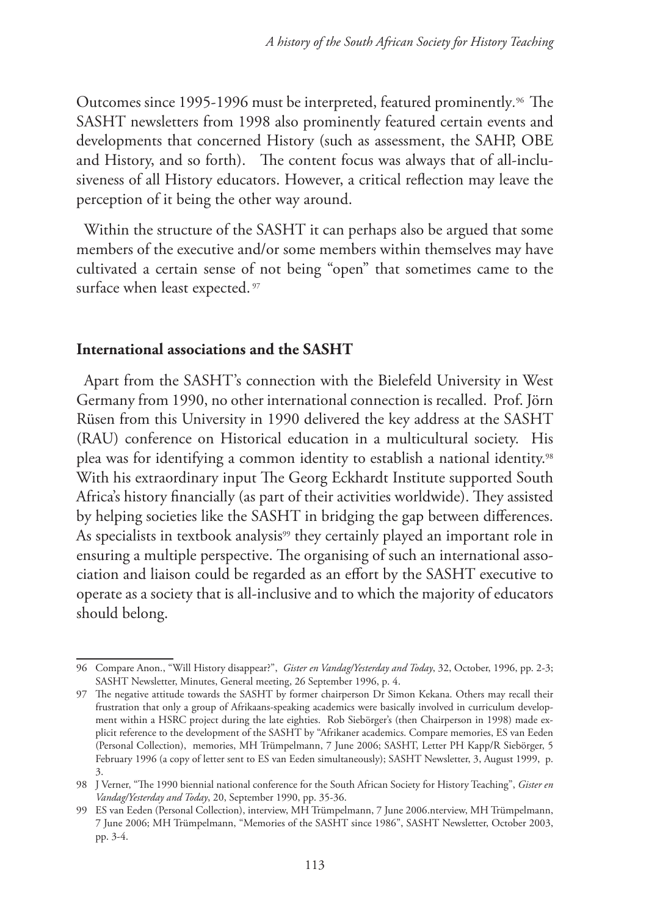Outcomes since 1995-1996 must be interpreted, featured prominently.[96] The SASHT newsletters from 1998 also prominently featured certain events and developments that concerned History (such as assessment, the SAHP, OBE and History, and so forth). The content focus was always that of all-inclusiveness of all History educators. However, a critical reflection may leave the perception of it being the other way around.

Within the structure of the SASHT it can perhaps also be argued that some members of the executive and/or some members within themselves may have cultivated a certain sense of not being "open" that sometimes came to the surface when least expected.[97]

## International associations and the SASHT

Apart from the SASHT's connection with the Bielefeld University in West Germany from 1990, no other international connection is recalled. Prof. Jörn Rüsen from this University in 1990 delivered the key address at the SASHT (RAU) conference on Historical education in a multicultural society. His plea was for identifying a common identity to establish a national identity.[98] With his extraordinary input The Georg Eckhardt Institute supported South Africa's history financially (as part of their activities worldwide). They assisted by helping societies like the SASHT in bridging the gap between differences. As specialists in textbook analysis[99] they certainly played an important role in ensuring a multiple perspective. The organising of such an international association and liaison could be regarded as an effort by the SASHT executive to operate as a society that is all-inclusive and to which the majority of educators should belong.

---

96 Compare Anon., "Will History disappear?", *Gister en Vandag/Yesterday and Today*, 32, October, 1996, pp. 2-3; SASHT Newsletter, Minutes, General meeting, 26 September 1996, p. 4.

97 The negative attitude towards the SASHT by former chairperson Dr Simon Kekana. Others may recall their frustration that only a group of Afrikaans-speaking academics were basically involved in curriculum development within a HSRC project during the late eighties. Rob Siebörger's (then Chairperson in 1998) made explicit reference to the development of the SASHT by "Afrikaner academics. Compare memories, ES van Eeden (Personal Collection), memories, MH Trümpelmann, 7 June 2006; SASHT, Letter PH Kapp/R Siebörger, 5 February 1996 (a copy of letter sent to ES van Eeden simultaneously); SASHT Newsletter, 3, August 1999, p. 3.

98 J Verner, "The 1990 biennial national conference for the South African Society for History Teaching", *Gister en Vandag/Yesterday and Today*, 20, September 1990, pp. 35-36.

99 ES van Eeden (Personal Collection), interview, MH Trümpelmann, 7 June 2006.nterview, MH Trümpelmann, 7 June 2006; MH Trümpelmann, "Memories of the SASHT since 1986", SASHT Newsletter, October 2003, pp. 3-4.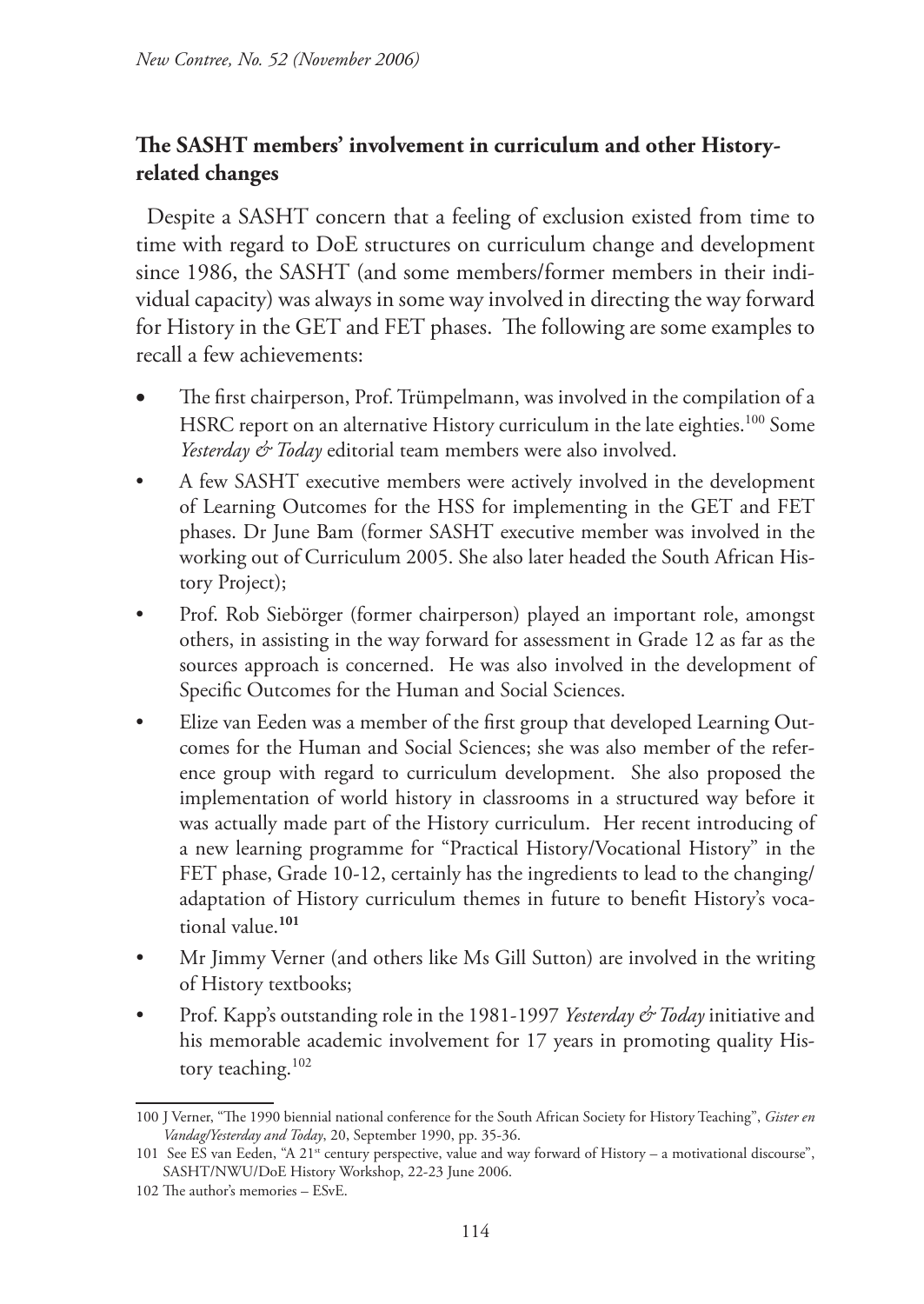## The SASHT members' involvement in curriculum and other History-related changes

Despite a SASHT concern that a feeling of exclusion existed from time to time with regard to DoE structures on curriculum change and development since 1986, the SASHT (and some members/former members in their individual capacity) was always in some way involved in directing the way forward for History in the GET and FET phases. The following are some examples to recall a few achievements:

- The first chairperson, Prof. Trümpelmann, was involved in the compilation of a HSRC report on an alternative History curriculum in the late eighties.[100] Some *Yesterday & Today* editorial team members were also involved.
- A few SASHT executive members were actively involved in the development of Learning Outcomes for the HSS for implementing in the GET and FET phases. Dr June Bam (former SASHT executive member was involved in the working out of Curriculum 2005. She also later headed the South African History Project);
- Prof. Rob Siebörger (former chairperson) played an important role, amongst others, in assisting in the way forward for assessment in Grade 12 as far as the sources approach is concerned. He was also involved in the development of Specific Outcomes for the Human and Social Sciences.
- Elize van Eeden was a member of the first group that developed Learning Outcomes for the Human and Social Sciences; she was also member of the reference group with regard to curriculum development. She also proposed the implementation of world history in classrooms in a structured way before it was actually made part of the History curriculum. Her recent introducing of a new learning programme for "Practical History/Vocational History" in the FET phase, Grade 10-12, certainly has the ingredients to lead to the changing/adaptation of History curriculum themes in future to benefit History's vocational value.**[101]**
- Mr Jimmy Verner (and others like Ms Gill Sutton) are involved in the writing of History textbooks;
- Prof. Kapp's outstanding role in the 1981-1997 *Yesterday & Today* initiative and his memorable academic involvement for 17 years in promoting quality History teaching.[102]

---

100 J Verner, "The 1990 biennial national conference for the South African Society for History Teaching", *Gister en Vandag/Yesterday and Today*, 20, September 1990, pp. 35-36.

101 See ES van Eeden, "A 21st century perspective, value and way forward of History – a motivational discourse", SASHT/NWU/DoE History Workshop, 22-23 June 2006.

102 The author's memories – ESvE.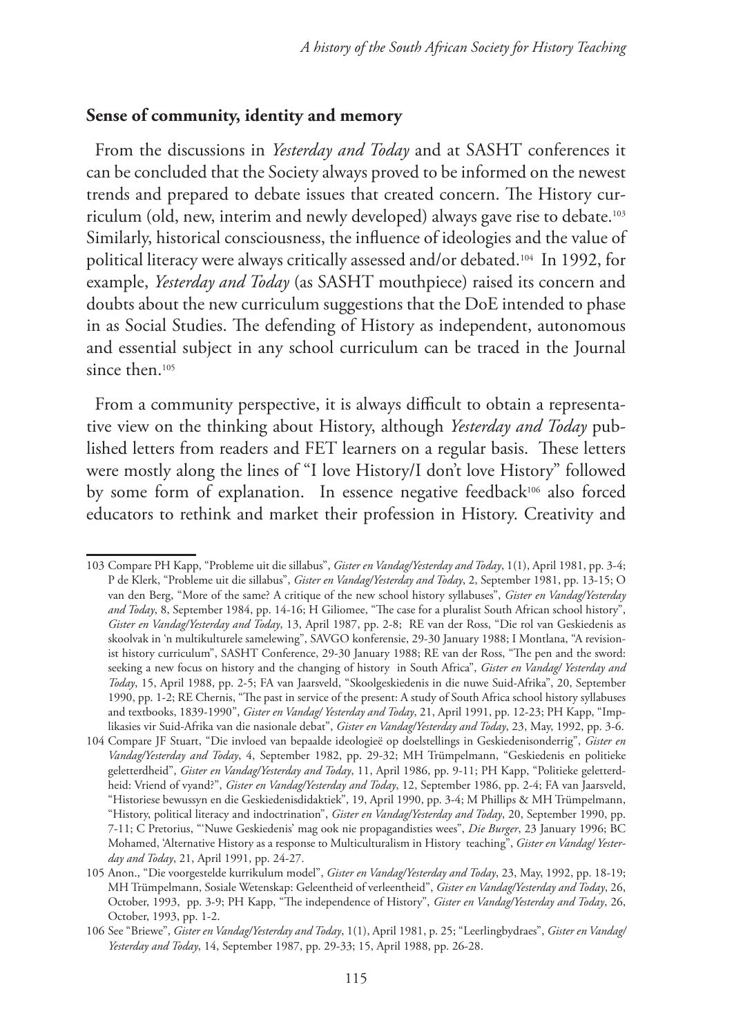## Sense of community, identity and memory

From the discussions in *Yesterday and Today* and at SASHT conferences it can be concluded that the Society always proved to be informed on the newest trends and prepared to debate issues that created concern. The History curriculum (old, new, interim and newly developed) always gave rise to debate.[103] Similarly, historical consciousness, the influence of ideologies and the value of political literacy were always critically assessed and/or debated.[104] In 1992, for example, *Yesterday and Today* (as SASHT mouthpiece) raised its concern and doubts about the new curriculum suggestions that the DoE intended to phase in as Social Studies. The defending of History as independent, autonomous and essential subject in any school curriculum can be traced in the Journal since then.[105]

From a community perspective, it is always difficult to obtain a representative view on the thinking about History, although *Yesterday and Today* published letters from readers and FET learners on a regular basis. These letters were mostly along the lines of "I love History/I don't love History" followed by some form of explanation. In essence negative feedback[106] also forced educators to rethink and market their profession in History. Creativity and

---

103 Compare PH Kapp, "Probleme uit die sillabus", *Gister en Vandag/Yesterday and Today*, 1(1), April 1981, pp. 3-4; P de Klerk, "Probleme uit die sillabus", *Gister en Vandag/Yesterday and Today*, 2, September 1981, pp. 13-15; O van den Berg, "More of the same? A critique of the new school history syllabuses", *Gister en Vandag/Yesterday and Today*, 8, September 1984, pp. 14-16; H Giliomee, "The case for a pluralist South African school history", *Gister en Vandag/Yesterday and Today*, 13, April 1987, pp. 2-8; RE van der Ross, "Die rol van Geskiedenis as skoolvak in 'n multikulturele samelewing", SAVGO konferensie, 29-30 January 1988; I Montlana, "A revisionist history curriculum", SASHT Conference, 29-30 January 1988; RE van der Ross, "The pen and the sword: seeking a new focus on history and the changing of history in South Africa", *Gister en Vandag/ Yesterday and Today*, 15, April 1988, pp. 2-5; FA van Jaarsveld, "Skoolgeskiedenis in die nuwe Suid-Afrika", 20, September 1990, pp. 1-2; RE Chernis, "The past in service of the present: A study of South Africa school history syllabuses and textbooks, 1839-1990", *Gister en Vandag/ Yesterday and Today*, 21, April 1991, pp. 12-23; PH Kapp, "Implikasies vir Suid-Afrika van die nasionale debat", *Gister en Vandag/Yesterday and Today*, 23, May, 1992, pp. 3-6.

104 Compare JF Stuart, "Die invloed van bepaalde ideologieë op doelstellings in Geskiedenisonderrig", *Gister en Vandag/Yesterday and Today*, 4, September 1982, pp. 29-32; MH Trümpelmann, "Geskiedenis en politieke geletterdheid", *Gister en Vandag/Yesterday and Today*, 11, April 1986, pp. 9-11; PH Kapp, "Politieke geletterdheid: Vriend of vyand?", *Gister en Vandag/Yesterday and Today*, 12, September 1986, pp. 2-4; FA van Jaarsveld, "Historiese bewussyn en die Geskiedenisdidaktiek", 19, April 1990, pp. 3-4; M Phillips & MH Trümpelmann, "History, political literacy and indoctrination", *Gister en Vandag/Yesterday and Today*, 20, September 1990, pp. 7-11; C Pretorius, "'Nuwe Geskiedenis' mag ook nie propagandisties wees", *Die Burger*, 23 January 1996; BC Mohamed, 'Alternative History as a response to Multiculturalism in History teaching", *Gister en Vandag/ Yesterday and Today*, 21, April 1991, pp. 24-27.

105 Anon., "Die voorgestelde kurrikulum model", *Gister en Vandag/Yesterday and Today*, 23, May, 1992, pp. 18-19; MH Trümpelmann, Sosiale Wetenskap: Geleentheid of verleentheid", *Gister en Vandag/Yesterday and Today*, 26, October, 1993, pp. 3-9; PH Kapp, "The independence of History", *Gister en Vandag/Yesterday and Today*, 26, October, 1993, pp. 1-2.

106 See "Briewe", *Gister en Vandag/Yesterday and Today*, 1(1), April 1981, p. 25; "Leerlingbydraes", *Gister en Vandag/ Yesterday and Today*, 14, September 1987, pp. 29-33; 15, April 1988, pp. 26-28.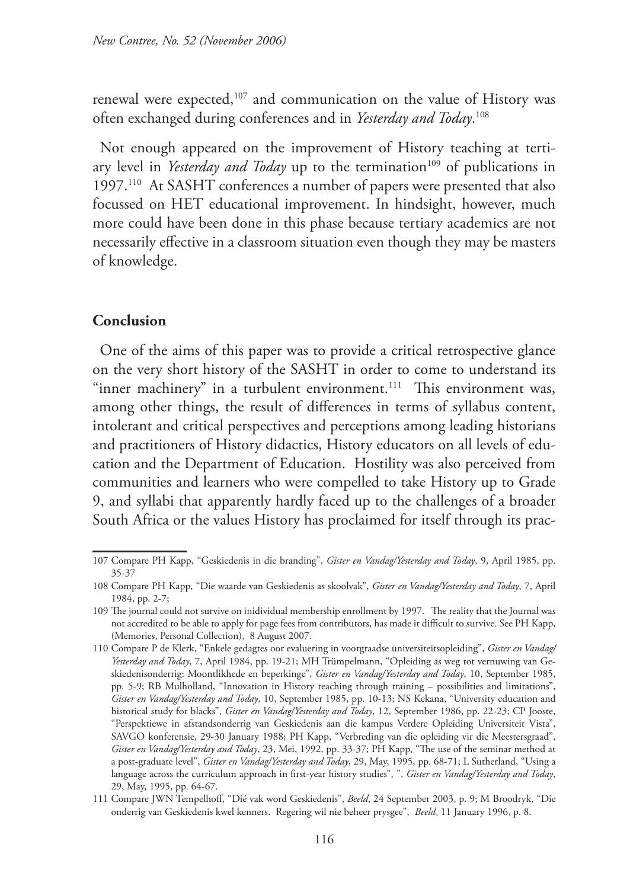renewal were expected,[107] and communication on the value of History was often exchanged during conferences and in *Yesterday and Today*.[108]

Not enough appeared on the improvement of History teaching at tertiary level in *Yesterday and Today* up to the termination[109] of publications in 1997.[110] At SASHT conferences a number of papers were presented that also focussed on HET educational improvement. In hindsight, however, much more could have been done in this phase because tertiary academics are not necessarily effective in a classroom situation even though they may be masters of knowledge.

## Conclusion

One of the aims of this paper was to provide a critical retrospective glance on the very short history of the SASHT in order to come to understand its "inner machinery" in a turbulent environment.[111] This environment was, among other things, the result of differences in terms of syllabus content, intolerant and critical perspectives and perceptions among leading historians and practitioners of History didactics, History educators on all levels of education and the Department of Education. Hostility was also perceived from communities and learners who were compelled to take History up to Grade 9, and syllabi that apparently hardly faced up to the challenges of a broader South Africa or the values History has proclaimed for itself through its prac-

---

107 Compare PH Kapp, "Geskiedenis in die branding", *Gister en Vandag/Yesterday and Today*, 9, April 1985, pp. 35-37

108 Compare PH Kapp, "Die waarde van Geskiedenis as skoolvak", *Gister en Vandag/Yesterday and Today*, 7, April 1984, pp. 2-7;

109 The journal could not survive on inidividual membership enrollment by 1997. The reality that the Journal was not accredited to be able to apply for page fees from contributors, has made it difficult to survive. See PH Kapp, (Memories, Personal Collection), 8 August 2007.

110 Compare P de Klerk, "Enkele gedagtes oor evaluering in voorgraadse universiteitsopleiding", *Gister en Vandag/Yesterday and Today*, 7, April 1984, pp. 19-21; MH Trümpelmann, "Opleiding as weg tot vernuwing van Geskiedenisonderrig: Moontlikhede en beperkinge", *Gister en Vandag/Yesterday and Today*, 10, September 1985, pp. 5-9; RB Mulholland, "Innovation in History teaching through training – possibilities and limitations", *Gister en Vandag/Yesterday and Today*, 10, September 1985, pp. 10-13; NS Kekana, "University education and historical study for blacks", *Gister en Vandag/Yesterday and Today*, 12, September 1986, pp. 22-23; CP Jooste, "Perspektiewe in afstandsonderrig van Geskiedenis aan die kampus Verdere Opleiding Universiteit Vista", SAVGO konferensie, 29-30 January 1988; PH Kapp, "Verbreding van die opleiding vir die Meestersgraad", *Gister en Vandag/Yesterday and Today*, 23, Mei, 1992, pp. 33-37; PH Kapp, "The use of the seminar method at a post-graduate level", *Gister en Vandag/Yesterday and Today*, 29, May, 1995, pp. 68-71; L Sutherland, "Using a language across the curriculum approach in first-year history studies", ", *Gister en Vandag/Yesterday and Today*, 29, May, 1995, pp. 64-67.

111 Compare JWN Tempelhoff, "Dié vak word Geskiedenis", *Beeld*, 24 September 2003, p. 9; M Broodryk, "Die onderrig van Geskiedenis kwel kenners. Regering wil nie beheer prysgee", *Beeld*, 11 January 1996, p. 8.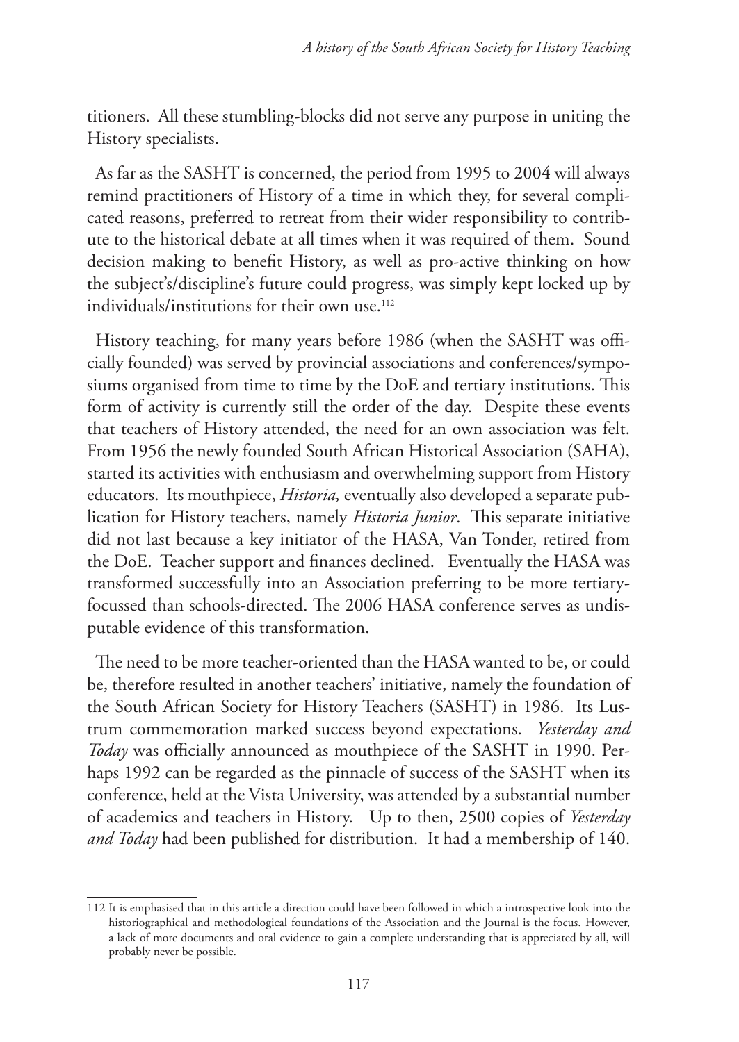titioners. All these stumbling-blocks did not serve any purpose in uniting the History specialists.

As far as the SASHT is concerned, the period from 1995 to 2004 will always remind practitioners of History of a time in which they, for several complicated reasons, preferred to retreat from their wider responsibility to contribute to the historical debate at all times when it was required of them. Sound decision making to benefit History, as well as pro-active thinking on how the subject's/discipline's future could progress, was simply kept locked up by individuals/institutions for their own use.[112]

History teaching, for many years before 1986 (when the SASHT was officially founded) was served by provincial associations and conferences/symposiums organised from time to time by the DoE and tertiary institutions. This form of activity is currently still the order of the day. Despite these events that teachers of History attended, the need for an own association was felt. From 1956 the newly founded South African Historical Association (SAHA), started its activities with enthusiasm and overwhelming support from History educators. Its mouthpiece, *Historia,* eventually also developed a separate publication for History teachers, namely *Historia Junior*. This separate initiative did not last because a key initiator of the HASA, Van Tonder, retired from the DoE. Teacher support and finances declined. Eventually the HASA was transformed successfully into an Association preferring to be more tertiary-focussed than schools-directed. The 2006 HASA conference serves as undisputable evidence of this transformation.

The need to be more teacher-oriented than the HASA wanted to be, or could be, therefore resulted in another teachers' initiative, namely the foundation of the South African Society for History Teachers (SASHT) in 1986. Its Lustrum commemoration marked success beyond expectations. *Yesterday and Today* was officially announced as mouthpiece of the SASHT in 1990. Perhaps 1992 can be regarded as the pinnacle of success of the SASHT when its conference, held at the Vista University, was attended by a substantial number of academics and teachers in History. Up to then, 2500 copies of *Yesterday and Today* had been published for distribution. It had a membership of 140.

---

112 It is emphasised that in this article a direction could have been followed in which a introspective look into the historiographical and methodological foundations of the Association and the Journal is the focus. However, a lack of more documents and oral evidence to gain a complete understanding that is appreciated by all, will probably never be possible.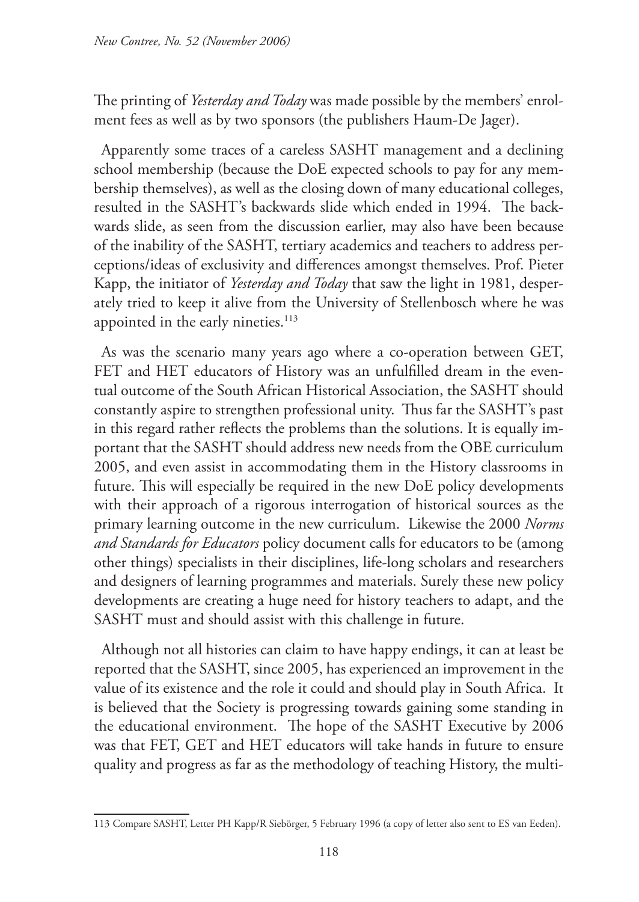The printing of *Yesterday and Today* was made possible by the members' enrolment fees as well as by two sponsors (the publishers Haum-De Jager).

Apparently some traces of a careless SASHT management and a declining school membership (because the DoE expected schools to pay for any membership themselves), as well as the closing down of many educational colleges, resulted in the SASHT's backwards slide which ended in 1994. The backwards slide, as seen from the discussion earlier, may also have been because of the inability of the SASHT, tertiary academics and teachers to address perceptions/ideas of exclusivity and differences amongst themselves. Prof. Pieter Kapp, the initiator of *Yesterday and Today* that saw the light in 1981, desperately tried to keep it alive from the University of Stellenbosch where he was appointed in the early nineties.[113]

As was the scenario many years ago where a co-operation between GET, FET and HET educators of History was an unfulfilled dream in the eventual outcome of the South African Historical Association, the SASHT should constantly aspire to strengthen professional unity. Thus far the SASHT's past in this regard rather reflects the problems than the solutions. It is equally important that the SASHT should address new needs from the OBE curriculum 2005, and even assist in accommodating them in the History classrooms in future. This will especially be required in the new DoE policy developments with their approach of a rigorous interrogation of historical sources as the primary learning outcome in the new curriculum. Likewise the 2000 *Norms and Standards for Educators* policy document calls for educators to be (among other things) specialists in their disciplines, life-long scholars and researchers and designers of learning programmes and materials. Surely these new policy developments are creating a huge need for history teachers to adapt, and the SASHT must and should assist with this challenge in future.

Although not all histories can claim to have happy endings, it can at least be reported that the SASHT, since 2005, has experienced an improvement in the value of its existence and the role it could and should play in South Africa. It is believed that the Society is progressing towards gaining some standing in the educational environment. The hope of the SASHT Executive by 2006 was that FET, GET and HET educators will take hands in future to ensure quality and progress as far as the methodology of teaching History, the multi-

113 Compare SASHT, Letter PH Kapp/R Siebörger, 5 February 1996 (a copy of letter also sent to ES van Eeden).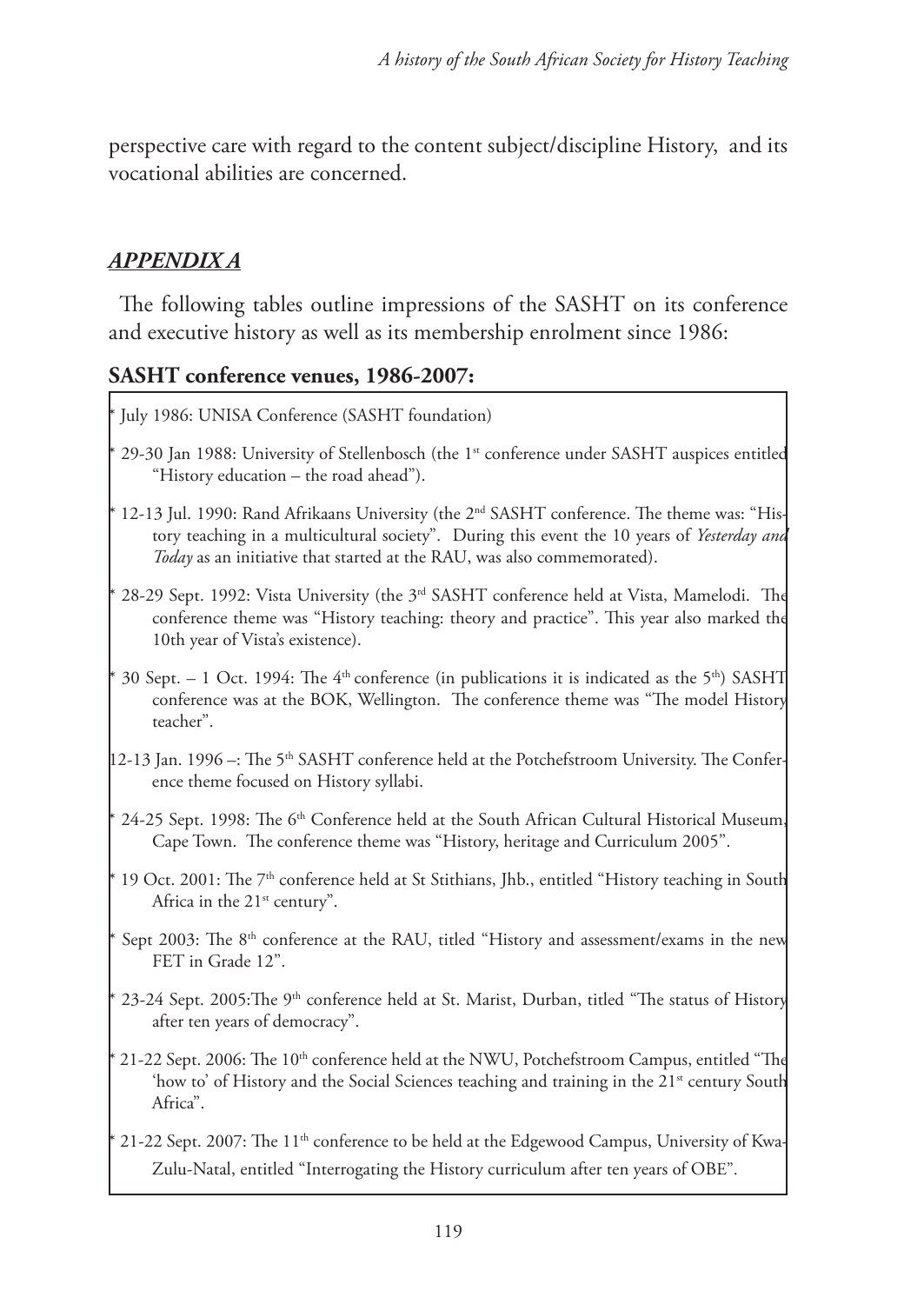perspective care with regard to the content subject/discipline History, and its vocational abilities are concerned.

## ***APPENDIX A***

The following tables outline impressions of the SASHT on its conference and executive history as well as its membership enrolment since 1986:

### SASHT conference venues, 1986-2007:

* July 1986: UNISA Conference (SASHT foundation)

* 29-30 Jan 1988: University of Stellenbosch (the 1st conference under SASHT auspices entitled "History education – the road ahead").

* 12-13 Jul. 1990: Rand Afrikaans University (the 2nd SASHT conference. The theme was: "History teaching in a multicultural society". During this event the 10 years of *Yesterday and Today* as an initiative that started at the RAU, was also commemorated).

* 28-29 Sept. 1992: Vista University (the 3rd SASHT conference held at Vista, Mamelodi. The conference theme was "History teaching: theory and practice". This year also marked the 10th year of Vista's existence).

* 30 Sept. – 1 Oct. 1994: The 4th conference (in publications it is indicated as the 5th) SASHT conference was at the BOK, Wellington. The conference theme was "The model History teacher".

12-13 Jan. 1996 –: The 5th SASHT conference held at the Potchefstroom University. The Conference theme focused on History syllabi.

* 24-25 Sept. 1998: The 6th Conference held at the South African Cultural Historical Museum, Cape Town. The conference theme was "History, heritage and Curriculum 2005".

* 19 Oct. 2001: The 7th conference held at St Stithians, Jhb., entitled "History teaching in South Africa in the 21st century".

* Sept 2003: The 8th conference at the RAU, titled "History and assessment/exams in the new FET in Grade 12".

* 23-24 Sept. 2005:The 9th conference held at St. Marist, Durban, titled "The status of History after ten years of democracy".

* 21-22 Sept. 2006: The 10th conference held at the NWU, Potchefstroom Campus, entitled "The 'how to' of History and the Social Sciences teaching and training in the 21st century South Africa".

* 21-22 Sept. 2007: The 11th conference to be held at the Edgewood Campus, University of KwaZulu-Natal, entitled "Interrogating the History curriculum after ten years of OBE".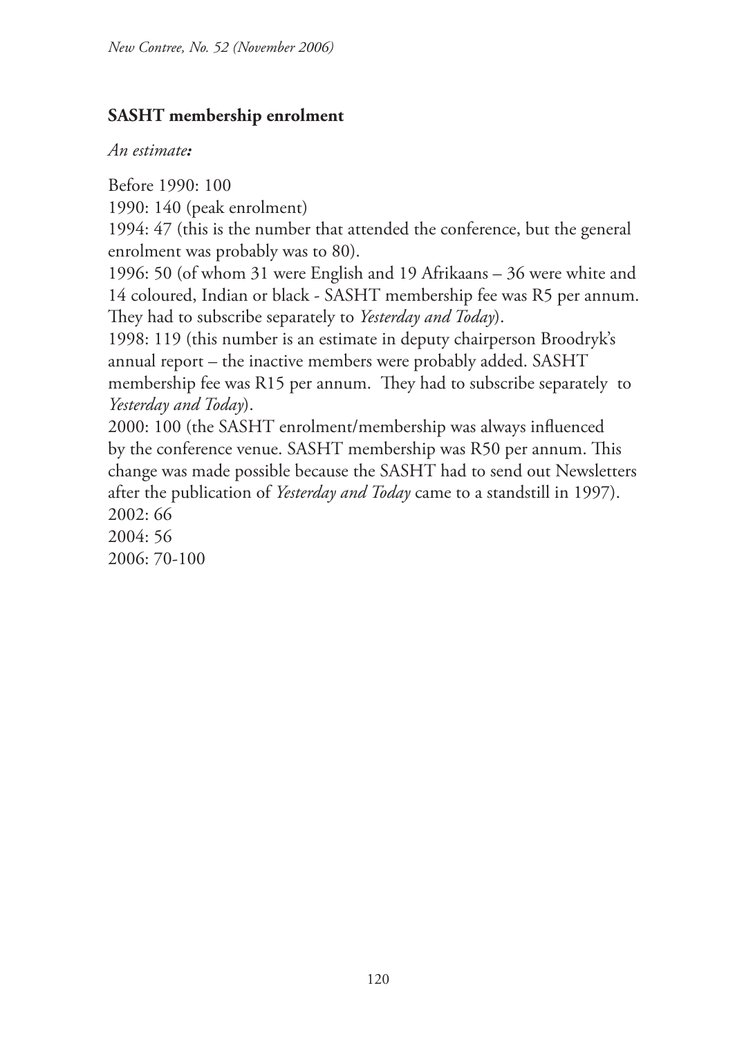**SASHT membership enrolment**

*An estimate:*

Before 1990: 100

1990: 140 (peak enrolment)

1994: 47 (this is the number that attended the conference, but the general enrolment was probably was to 80).

1996: 50 (of whom 31 were English and 19 Afrikaans – 36 were white and 14 coloured, Indian or black - SASHT membership fee was R5 per annum. They had to subscribe separately to *Yesterday and Today*).

1998: 119 (this number is an estimate in deputy chairperson Broodryk's annual report – the inactive members were probably added. SASHT membership fee was R15 per annum. They had to subscribe separately to *Yesterday and Today*).

2000: 100 (the SASHT enrolment/membership was always influenced by the conference venue. SASHT membership was R50 per annum. This change was made possible because the SASHT had to send out Newsletters after the publication of *Yesterday and Today* came to a standstill in 1997).

2002: 66

2004: 56

2006: 70-100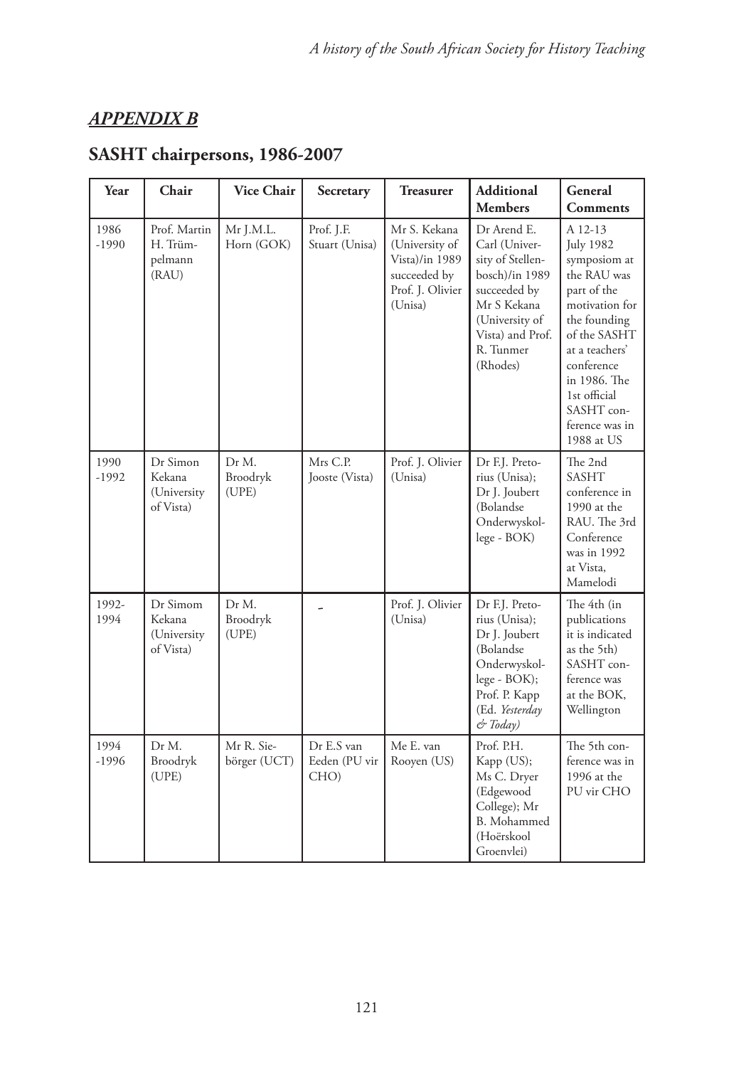## *APPENDIX B*

## SASHT chairpersons, 1986-2007

| Year | Chair | Vice Chair | Secretary | Treasurer | Additional Members | General Comments |
|---|---|---|---|---|---|---|
| 1986 -1990 | Prof. Martin H. Trümpelmann (RAU) | Mr J.M.L. Horn (GOK) | Prof. J.F. Stuart (Unisa) | Mr S. Kekana (University of Vista)/in 1989 succeeded by Prof. J. Olivier (Unisa) | Dr Arend E. Carl (University of Stellenbosch)/in 1989 succeeded by Mr S Kekana (University of Vista) and Prof. R. Tunmer (Rhodes) | A 12-13 July 1982 symposiom at the RAU was part of the motivation for the founding of the SASHT at a teachers' conference in 1986. The 1st official SASHT conference was in 1988 at US |
| 1990 -1992 | Dr Simon Kekana (University of Vista) | Dr M. Broodryk (UPE) | Mrs C.P. Jooste (Vista) | Prof. J. Olivier (Unisa) | Dr F.J. Pretorius (Unisa); Dr J. Joubert (Bolandse Onderwyskollege - BOK) | The 2nd SASHT conference in 1990 at the RAU. The 3rd Conference was in 1992 at Vista, Mamelodi |
| 1992-1994 | Dr Simom Kekana (University of Vista) | Dr M. Broodryk (UPE) | - | Prof. J. Olivier (Unisa) | Dr F.J. Pretorius (Unisa); Dr J. Joubert (Bolandse Onderwyskollege - BOK); Prof. P. Kapp (Ed. *Yesterday & Today)* | The 4th (in publications it is indicated as the 5th) SASHT conference was at the BOK, Wellington |
| 1994 -1996 | Dr M. Broodryk (UPE) | Mr R. Sieborger (UCT) | Dr E.S van Eeden (PU vir CHO) | Me E. van Rooyen (US) | Prof. P.H. Kapp (US); Ms C. Dryer (Edgewood College); Mr B. Mohammed (Hoërskool Groenvlei) | The 5th conference was in 1996 at the PU vir CHO |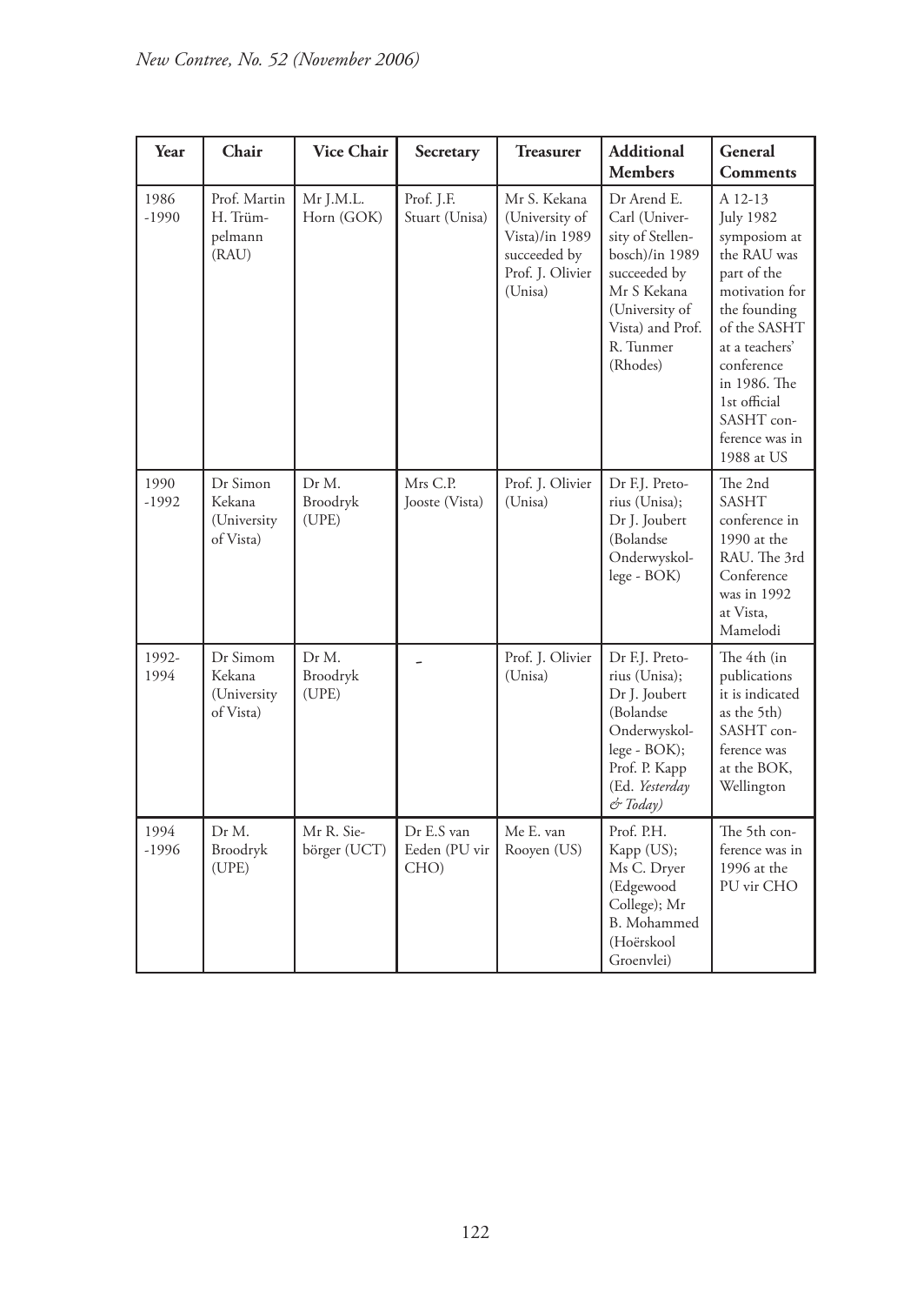| Year | Chair | Vice Chair | Secretary | Treasurer | Additional Members | General Comments |
|---|---|---|---|---|---|---|
| 1986 -1990 | Prof. Martin H. Trümpelmann (RAU) | Mr J.M.L. Horn (GOK) | Prof. J.F. Stuart (Unisa) | Mr S. Kekana (University of Vista)/in 1989 succeeded by Prof. J. Olivier (Unisa) | Dr Arend E. Carl (University of Stellenbosch)/in 1989 succeeded by Mr S Kekana (University of Vista) and Prof. R. Tunmer (Rhodes) | A 12-13 July 1982 symposiom at the RAU was part of the motivation for the founding of the SASHT at a teachers' conference in 1986. The 1st official SASHT conference was in 1988 at US |
| 1990 -1992 | Dr Simon Kekana (University of Vista) | Dr M. Broodryk (UPE) | Mrs C.P. Jooste (Vista) | Prof. J. Olivier (Unisa) | Dr F.J. Pretorius (Unisa); Dr J. Joubert (Bolandse Onderwyskollege - BOK) | The 2nd SASHT conference in 1990 at the RAU. The 3rd Conference was in 1992 at Vista, Mamelodi |
| 1992-1994 | Dr Simom Kekana (University of Vista) | Dr M. Broodryk (UPE) | - | Prof. J. Olivier (Unisa) | Dr F.J. Pretorius (Unisa); Dr J. Joubert (Bolandse Onderwyskollege - BOK); Prof. P. Kapp (Ed. *Yesterday & Today)* | The 4th (in publications it is indicated as the 5th) SASHT conference was at the BOK, Wellington |
| 1994 -1996 | Dr M. Broodryk (UPE) | Mr R. Sieborger (UCT) | Dr E.S van Eeden (PU vir CHO) | Me E. van Rooyen (US) | Prof. P.H. Kapp (US); Ms C. Dryer (Edgewood College); Mr B. Mohammed (Hoërskool Groenvlei) | The 5th conference was in 1996 at the PU vir CHO |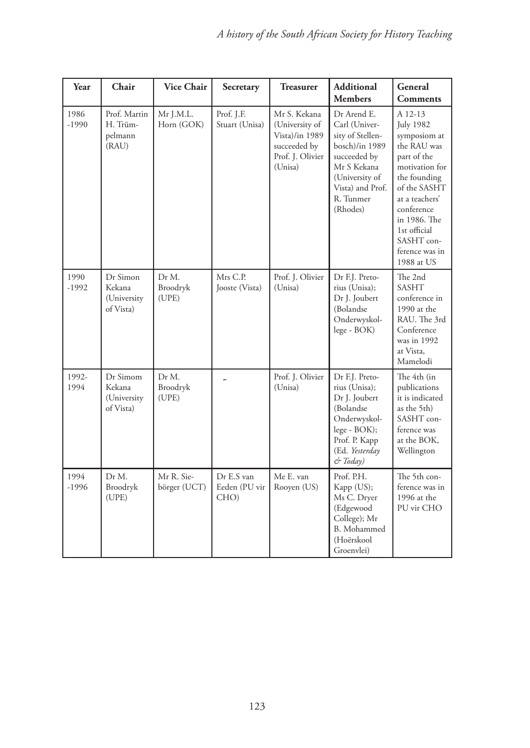| Year | Chair | Vice Chair | Secretary | Treasurer | Additional Members | General Comments |
|---|---|---|---|---|---|---|
| 1986 -1990 | Prof. Martin H. Trümpelmann (RAU) | Mr J.M.L. Horn (GOK) | Prof. J.F. Stuart (Unisa) | Mr S. Kekana (University of Vista)/in 1989 succeeded by Prof. J. Olivier (Unisa) | Dr Arend E. Carl (University of Stellenbosch)/in 1989 succeeded by Mr S Kekana (University of Vista) and Prof. R. Tunmer (Rhodes) | A 12-13 July 1982 symposiom at the RAU was part of the motivation for the founding of the SASHT at a teachers' conference in 1986. The 1st official SASHT conference was in 1988 at US |
| 1990 -1992 | Dr Simon Kekana (University of Vista) | Dr M. Broodryk (UPE) | Mrs C.P. Jooste (Vista) | Prof. J. Olivier (Unisa) | Dr F.J. Pretorius (Unisa); Dr J. Joubert (Bolandse Onderwyskollege - BOK) | The 2nd SASHT conference in 1990 at the RAU. The 3rd Conference was in 1992 at Vista, Mamelodi |
| 1992-1994 | Dr Simom Kekana (University of Vista) | Dr M. Broodryk (UPE) | - | Prof. J. Olivier (Unisa) | Dr F.J. Pretorius (Unisa); Dr J. Joubert (Bolandse Onderwyskollege - BOK); Prof. P. Kapp (Ed. *Yesterday & Today)* | The 4th (in publications it is indicated as the 5th) SASHT conference was at the BOK, Wellington |
| 1994 -1996 | Dr M. Broodryk (UPE) | Mr R. Siebörger (UCT) | Dr E.S van Eeden (PU vir CHO) | Me E. van Rooyen (US) | Prof. P.H. Kapp (US); Ms C. Dryer (Edgewood College); Mr B. Mohammed (Hoërskool Groenvlei) | The 5th conference was in 1996 at the PU vir CHO |